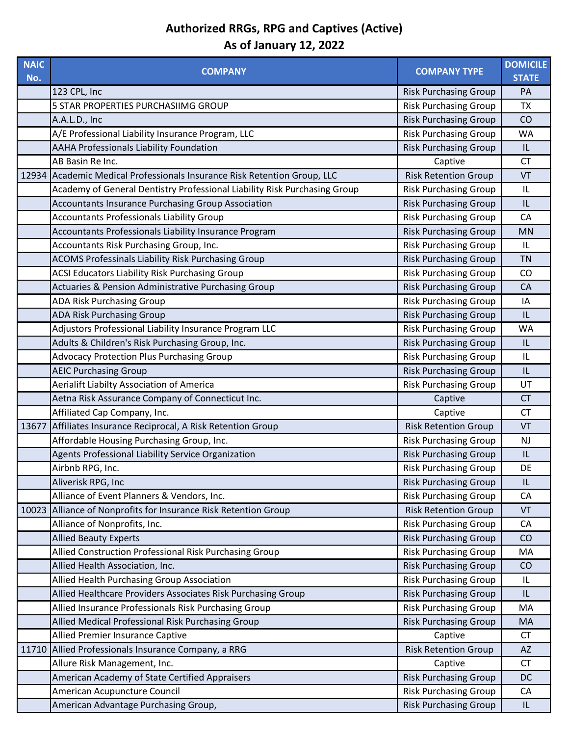# Authorized RRGs, RPG and Captives (Active)
## As of January 12, 2022

| NAIC No. | COMPANY | COMPANY TYPE | DOMICILE STATE |
|---|---|---|---|
| | 123 CPL, Inc | Risk Purchasing Group | PA |
| | 5 STAR PROPERTIES PURCHASIIMG GROUP | Risk Purchasing Group | TX |
| | A.A.L.D., Inc | Risk Purchasing Group | CO |
| | A/E Professional Liability Insurance Program, LLC | Risk Purchasing Group | WA |
| | AAHA Professionals Liability Foundation | Risk Purchasing Group | IL |
| | AB Basin Re Inc. | Captive | CT |
| 12934 | Academic Medical Professionals Insurance Risk Retention Group, LLC | Risk Retention Group | VT |
| | Academy of General Dentistry Professional Liability Risk Purchasing Group | Risk Purchasing Group | IL |
| | Accountants Insurance Purchasing Group Association | Risk Purchasing Group | IL |
| | Accountants Professionals Liability Group | Risk Purchasing Group | CA |
| | Accountants Professionals Liability Insurance Program | Risk Purchasing Group | MN |
| | Accountants Risk Purchasing Group, Inc. | Risk Purchasing Group | IL |
| | ACOMS Professinals Liability Risk Purchasing Group | Risk Purchasing Group | TN |
| | ACSI Educators Liability Risk Purchasing Group | Risk Purchasing Group | CO |
| | Actuaries & Pension Administrative Purchasing Group | Risk Purchasing Group | CA |
| | ADA Risk Purchasing Group | Risk Purchasing Group | IA |
| | ADA Risk Purchasing Group | Risk Purchasing Group | IL |
| | Adjustors Professional Liability Insurance Program LLC | Risk Purchasing Group | WA |
| | Adults & Children's Risk Purchasing Group, Inc. | Risk Purchasing Group | IL |
| | Advocacy Protection Plus Purchasing Group | Risk Purchasing Group | IL |
| | AEIC Purchasing Group | Risk Purchasing Group | IL |
| | Aerialift Liabilty Association of America | Risk Purchasing Group | UT |
| | Aetna Risk Assurance Company of Connecticut Inc. | Captive | CT |
| | Affiliated Cap Company, Inc. | Captive | CT |
| 13677 | Affiliates Insurance Reciprocal, A Risk Retention Group | Risk Retention Group | VT |
| | Affordable Housing Purchasing Group, Inc. | Risk Purchasing Group | NJ |
| | Agents Professional Liability Service Organization | Risk Purchasing Group | IL |
| | Airbnb RPG, Inc. | Risk Purchasing Group | DE |
| | Aliverisk RPG, Inc | Risk Purchasing Group | IL |
| | Alliance of Event Planners & Vendors, Inc. | Risk Purchasing Group | CA |
| 10023 | Alliance of Nonprofits for Insurance Risk Retention Group | Risk Retention Group | VT |
| | Alliance of Nonprofits, Inc. | Risk Purchasing Group | CA |
| | Allied Beauty Experts | Risk Purchasing Group | CO |
| | Allied Construction Professional Risk Purchasing Group | Risk Purchasing Group | MA |
| | Allied Health Association, Inc. | Risk Purchasing Group | CO |
| | Allied Health Purchasing Group Association | Risk Purchasing Group | IL |
| | Allied Healthcare Providers Associates Risk Purchasing Group | Risk Purchasing Group | IL |
| | Allied Insurance Professionals Risk Purchasing Group | Risk Purchasing Group | MA |
| | Allied Medical Professional Risk Purchasing Group | Risk Purchasing Group | MA |
| | Allied Premier Insurance Captive | Captive | CT |
| 11710 | Allied Professionals Insurance Company, a RRG | Risk Retention Group | AZ |
| | Allure Risk Management, Inc. | Captive | CT |
| | American Academy of State Certified Appraisers | Risk Purchasing Group | DC |
| | American Acupuncture Council | Risk Purchasing Group | CA |
| | American Advantage Purchasing Group, | Risk Purchasing Group | IL |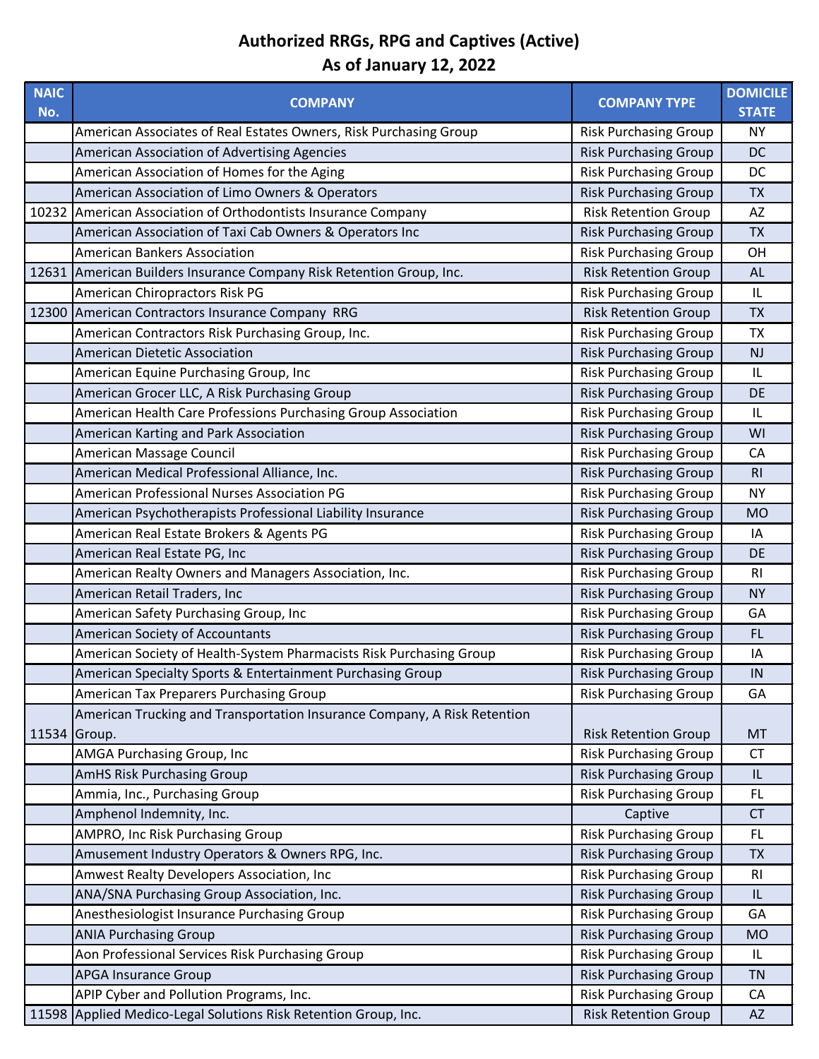# Authorized RRGs, RPG and Captives (Active)
## As of January 12, 2022

| NAIC No. | COMPANY | COMPANY TYPE | DOMICILE STATE |
|---|---|---|---|
| | American Associates of Real Estates Owners, Risk Purchasing Group | Risk Purchasing Group | NY |
| | American Association of Advertising Agencies | Risk Purchasing Group | DC |
| | American Association of Homes for the Aging | Risk Purchasing Group | DC |
| | American Association of Limo Owners & Operators | Risk Purchasing Group | TX |
| 10232 | American Association of Orthodontists Insurance Company | Risk Retention Group | AZ |
| | American Association of Taxi Cab Owners & Operators Inc | Risk Purchasing Group | TX |
| | American Bankers Association | Risk Purchasing Group | OH |
| 12631 | American Builders Insurance Company Risk Retention Group, Inc. | Risk Retention Group | AL |
| | American Chiropractors Risk PG | Risk Purchasing Group | IL |
| 12300 | American Contractors Insurance Company RRG | Risk Retention Group | TX |
| | American Contractors Risk Purchasing Group, Inc. | Risk Purchasing Group | TX |
| | American Dietetic Association | Risk Purchasing Group | NJ |
| | American Equine Purchasing Group, Inc | Risk Purchasing Group | IL |
| | American Grocer LLC, A Risk Purchasing Group | Risk Purchasing Group | DE |
| | American Health Care Professions Purchasing Group Association | Risk Purchasing Group | IL |
| | American Karting and Park Association | Risk Purchasing Group | WI |
| | American Massage Council | Risk Purchasing Group | CA |
| | American Medical Professional Alliance, Inc. | Risk Purchasing Group | RI |
| | American Professional Nurses Association PG | Risk Purchasing Group | NY |
| | American Psychotherapists Professional Liability Insurance | Risk Purchasing Group | MO |
| | American Real Estate Brokers & Agents PG | Risk Purchasing Group | IA |
| | American Real Estate PG, Inc | Risk Purchasing Group | DE |
| | American Realty Owners and Managers Association, Inc. | Risk Purchasing Group | RI |
| | American Retail Traders, Inc | Risk Purchasing Group | NY |
| | American Safety Purchasing Group, Inc | Risk Purchasing Group | GA |
| | American Society of Accountants | Risk Purchasing Group | FL |
| | American Society of Health-System Pharmacists Risk Purchasing Group | Risk Purchasing Group | IA |
| | American Specialty Sports & Entertainment Purchasing Group | Risk Purchasing Group | IN |
| | American Tax Preparers Purchasing Group | Risk Purchasing Group | GA |
| 11534 | American Trucking and Transportation Insurance Company, A Risk Retention Group. | Risk Retention Group | MT |
| | AMGA Purchasing Group, Inc | Risk Purchasing Group | CT |
| | AmHS Risk Purchasing Group | Risk Purchasing Group | IL |
| | Ammia, Inc., Purchasing Group | Risk Purchasing Group | FL |
| | Amphenol Indemnity, Inc. | Captive | CT |
| | AMPRO, Inc Risk Purchasing Group | Risk Purchasing Group | FL |
| | Amusement Industry Operators & Owners RPG, Inc. | Risk Purchasing Group | TX |
| | Amwest Realty Developers Association, Inc | Risk Purchasing Group | RI |
| | ANA/SNA Purchasing Group Association, Inc. | Risk Purchasing Group | IL |
| | Anesthesiologist Insurance Purchasing Group | Risk Purchasing Group | GA |
| | ANIA Purchasing Group | Risk Purchasing Group | MO |
| | Aon Professional Services Risk Purchasing Group | Risk Purchasing Group | IL |
| | APGA Insurance Group | Risk Purchasing Group | TN |
| | APIP Cyber and Pollution Programs, Inc. | Risk Purchasing Group | CA |
| 11598 | Applied Medico-Legal Solutions Risk Retention Group, Inc. | Risk Retention Group | AZ |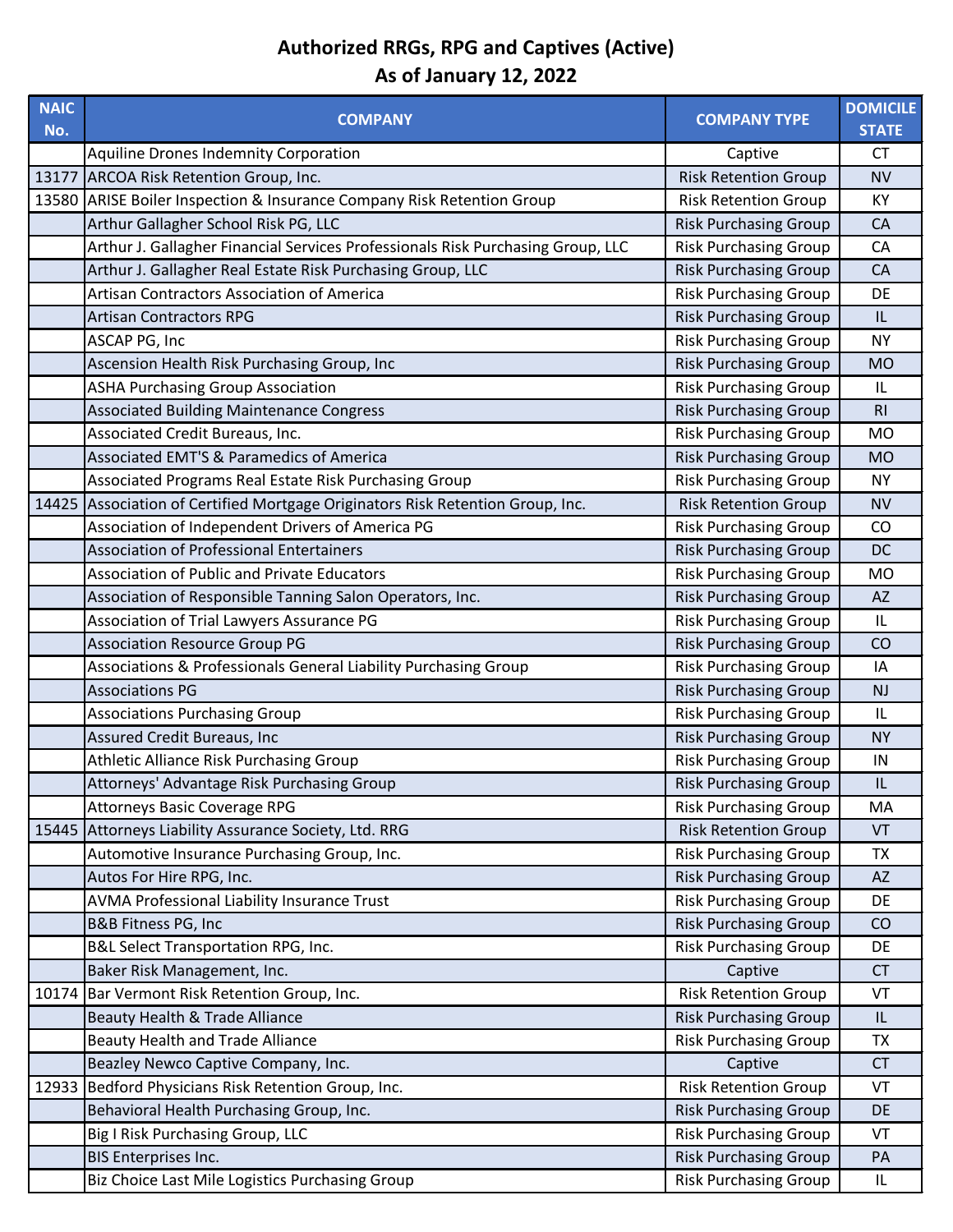# Authorized RRGs, RPG and Captives (Active)
## As of January 12, 2022

| NAIC No. | COMPANY | COMPANY TYPE | DOMICILE STATE |
|---|---|---|---|
| | Aquiline Drones Indemnity Corporation | Captive | CT |
| 13177 | ARCOA Risk Retention Group, Inc. | Risk Retention Group | NV |
| 13580 | ARISE Boiler Inspection & Insurance Company Risk Retention Group | Risk Retention Group | KY |
| | Arthur Gallagher School Risk PG, LLC | Risk Purchasing Group | CA |
| | Arthur J. Gallagher Financial Services Professionals Risk Purchasing Group, LLC | Risk Purchasing Group | CA |
| | Arthur J. Gallagher Real Estate Risk Purchasing Group, LLC | Risk Purchasing Group | CA |
| | Artisan Contractors Association of America | Risk Purchasing Group | DE |
| | Artisan Contractors RPG | Risk Purchasing Group | IL |
| | ASCAP PG, Inc | Risk Purchasing Group | NY |
| | Ascension Health Risk Purchasing Group, Inc | Risk Purchasing Group | MO |
| | ASHA Purchasing Group Association | Risk Purchasing Group | IL |
| | Associated Building Maintenance Congress | Risk Purchasing Group | RI |
| | Associated Credit Bureaus, Inc. | Risk Purchasing Group | MO |
| | Associated EMT'S & Paramedics of America | Risk Purchasing Group | MO |
| | Associated Programs Real Estate Risk Purchasing Group | Risk Purchasing Group | NY |
| 14425 | Association of Certified Mortgage Originators Risk Retention Group, Inc. | Risk Retention Group | NV |
| | Association of Independent Drivers of America PG | Risk Purchasing Group | CO |
| | Association of Professional Entertainers | Risk Purchasing Group | DC |
| | Association of Public and Private Educators | Risk Purchasing Group | MO |
| | Association of Responsible Tanning Salon Operators, Inc. | Risk Purchasing Group | AZ |
| | Association of Trial Lawyers Assurance PG | Risk Purchasing Group | IL |
| | Association Resource Group PG | Risk Purchasing Group | CO |
| | Associations & Professionals General Liability Purchasing Group | Risk Purchasing Group | IA |
| | Associations PG | Risk Purchasing Group | NJ |
| | Associations Purchasing Group | Risk Purchasing Group | IL |
| | Assured Credit Bureaus, Inc | Risk Purchasing Group | NY |
| | Athletic Alliance Risk Purchasing Group | Risk Purchasing Group | IN |
| | Attorneys' Advantage Risk Purchasing Group | Risk Purchasing Group | IL |
| | Attorneys Basic Coverage RPG | Risk Purchasing Group | MA |
| 15445 | Attorneys Liability Assurance Society, Ltd. RRG | Risk Retention Group | VT |
| | Automotive Insurance Purchasing Group, Inc. | Risk Purchasing Group | TX |
| | Autos For Hire RPG, Inc. | Risk Purchasing Group | AZ |
| | AVMA Professional Liability Insurance Trust | Risk Purchasing Group | DE |
| | B&B Fitness PG, Inc | Risk Purchasing Group | CO |
| | B&L Select Transportation RPG, Inc. | Risk Purchasing Group | DE |
| | Baker Risk Management, Inc. | Captive | CT |
| 10174 | Bar Vermont Risk Retention Group, Inc. | Risk Retention Group | VT |
| | Beauty Health & Trade Alliance | Risk Purchasing Group | IL |
| | Beauty Health and Trade Alliance | Risk Purchasing Group | TX |
| | Beazley Newco Captive Company, Inc. | Captive | CT |
| 12933 | Bedford Physicians Risk Retention Group, Inc. | Risk Retention Group | VT |
| | Behavioral Health Purchasing Group, Inc. | Risk Purchasing Group | DE |
| | Big I Risk Purchasing Group, LLC | Risk Purchasing Group | VT |
| | BIS Enterprises Inc. | Risk Purchasing Group | PA |
| | Biz Choice Last Mile Logistics Purchasing Group | Risk Purchasing Group | IL |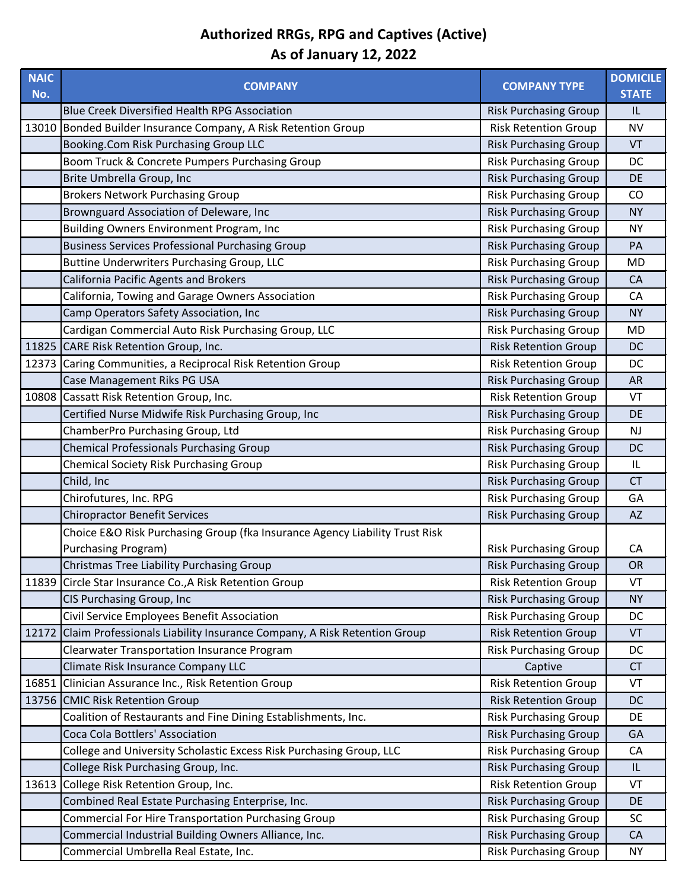# Authorized RRGs, RPG and Captives (Active)
## As of January 12, 2022

| NAIC No. | COMPANY | COMPANY TYPE | DOMICILE STATE |
|---|---|---|---|
| | Blue Creek Diversified Health RPG Association | Risk Purchasing Group | IL |
| 13010 | Bonded Builder Insurance Company, A Risk Retention Group | Risk Retention Group | NV |
| | Booking.Com Risk Purchasing Group LLC | Risk Purchasing Group | VT |
| | Boom Truck & Concrete Pumpers Purchasing Group | Risk Purchasing Group | DC |
| | Brite Umbrella Group, Inc | Risk Purchasing Group | DE |
| | Brokers Network Purchasing Group | Risk Purchasing Group | CO |
| | Brownguard Association of Deleware, Inc | Risk Purchasing Group | NY |
| | Building Owners Environment Program, Inc | Risk Purchasing Group | NY |
| | Business Services Professional Purchasing Group | Risk Purchasing Group | PA |
| | Buttine Underwriters Purchasing Group, LLC | Risk Purchasing Group | MD |
| | California Pacific Agents and Brokers | Risk Purchasing Group | CA |
| | California, Towing and Garage Owners Association | Risk Purchasing Group | CA |
| | Camp Operators Safety Association, Inc | Risk Purchasing Group | NY |
| | Cardigan Commercial Auto Risk Purchasing Group, LLC | Risk Purchasing Group | MD |
| 11825 | CARE Risk Retention Group, Inc. | Risk Retention Group | DC |
| 12373 | Caring Communities, a Reciprocal Risk Retention Group | Risk Retention Group | DC |
| | Case Management Riks PG USA | Risk Purchasing Group | AR |
| 10808 | Cassatt Risk Retention Group, Inc. | Risk Retention Group | VT |
| | Certified Nurse Midwife Risk Purchasing Group, Inc | Risk Purchasing Group | DE |
| | ChamberPro Purchasing Group, Ltd | Risk Purchasing Group | NJ |
| | Chemical Professionals Purchasing Group | Risk Purchasing Group | DC |
| | Chemical Society Risk Purchasing Group | Risk Purchasing Group | IL |
| | Child, Inc | Risk Purchasing Group | CT |
| | Chirofutures, Inc. RPG | Risk Purchasing Group | GA |
| | Chiropractor Benefit Services | Risk Purchasing Group | AZ |
| | Choice E&O Risk Purchasing Group (fka Insurance Agency Liability Trust Risk Purchasing Program) | Risk Purchasing Group | CA |
| | Christmas Tree Liability Purchasing Group | Risk Purchasing Group | OR |
| 11839 | Circle Star Insurance Co.,A Risk Retention Group | Risk Retention Group | VT |
| | CIS Purchasing Group, Inc | Risk Purchasing Group | NY |
| | Civil Service Employees Benefit Association | Risk Purchasing Group | DC |
| 12172 | Claim Professionals Liability Insurance Company, A Risk Retention Group | Risk Retention Group | VT |
| | Clearwater Transportation Insurance Program | Risk Purchasing Group | DC |
| | Climate Risk Insurance Company LLC | Captive | CT |
| 16851 | Clinician Assurance Inc., Risk Retention Group | Risk Retention Group | VT |
| 13756 | CMIC Risk Retention Group | Risk Retention Group | DC |
| | Coalition of Restaurants and Fine Dining Establishments, Inc. | Risk Purchasing Group | DE |
| | Coca Cola Bottlers' Association | Risk Purchasing Group | GA |
| | College and University Scholastic Excess Risk Purchasing Group, LLC | Risk Purchasing Group | CA |
| | College Risk Purchasing Group, Inc. | Risk Purchasing Group | IL |
| 13613 | College Risk Retention Group, Inc. | Risk Retention Group | VT |
| | Combined Real Estate Purchasing Enterprise, Inc. | Risk Purchasing Group | DE |
| | Commercial For Hire Transportation Purchasing Group | Risk Purchasing Group | SC |
| | Commercial Industrial Building Owners Alliance, Inc. | Risk Purchasing Group | CA |
| | Commercial Umbrella Real Estate, Inc. | Risk Purchasing Group | NY |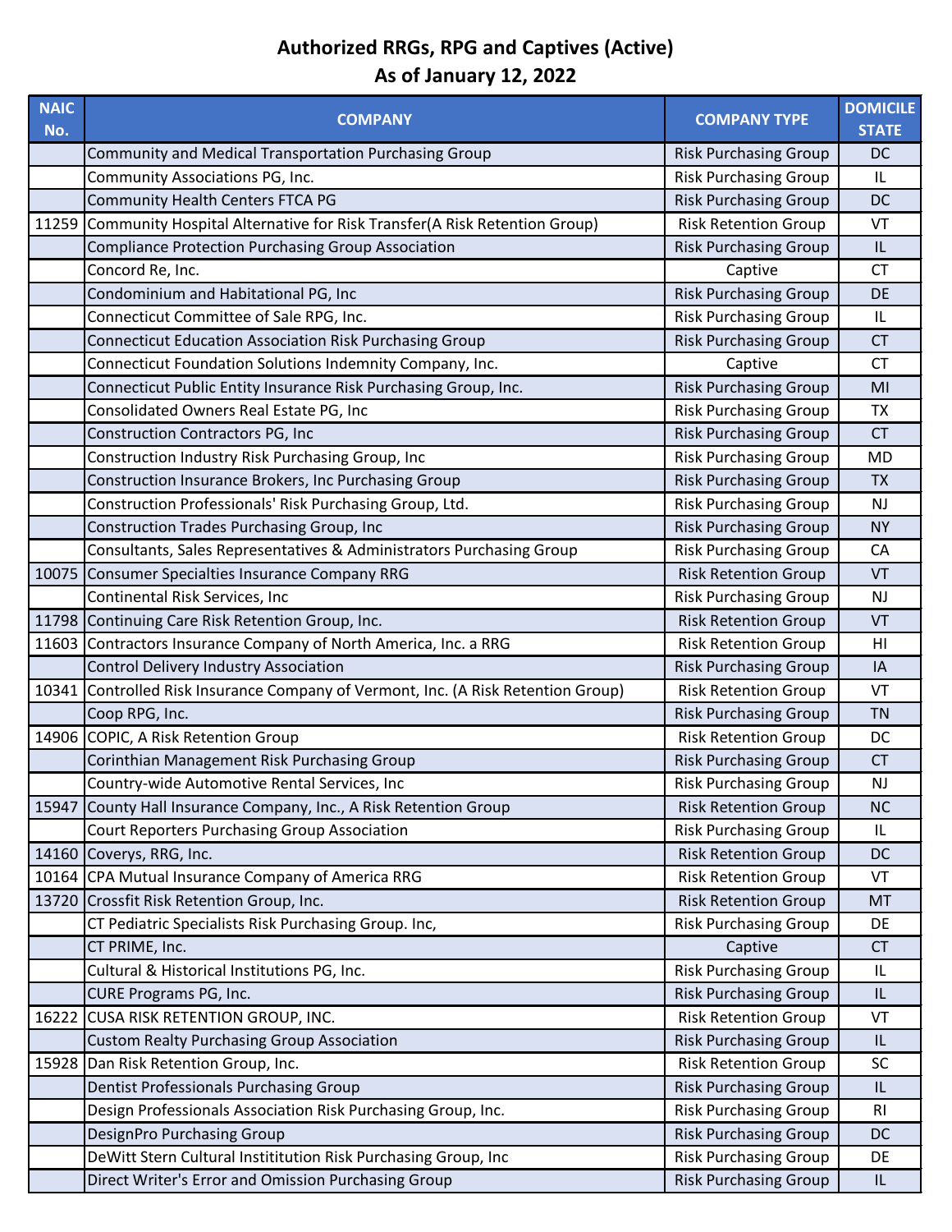# Authorized RRGs, RPG and Captives (Active)
## As of January 12, 2022

| NAIC No. | COMPANY | COMPANY TYPE | DOMICILE STATE |
|---|---|---|---|
| | Community and Medical Transportation Purchasing Group | Risk Purchasing Group | DC |
| | Community Associations PG, Inc. | Risk Purchasing Group | IL |
| | Community Health Centers FTCA PG | Risk Purchasing Group | DC |
| 11259 | Community Hospital Alternative for Risk Transfer(A Risk Retention Group) | Risk Retention Group | VT |
| | Compliance Protection Purchasing Group Association | Risk Purchasing Group | IL |
| | Concord Re, Inc. | Captive | CT |
| | Condominium and Habitational PG, Inc | Risk Purchasing Group | DE |
| | Connecticut Committee of Sale RPG, Inc. | Risk Purchasing Group | IL |
| | Connecticut Education Association Risk Purchasing Group | Risk Purchasing Group | CT |
| | Connecticut Foundation Solutions Indemnity Company, Inc. | Captive | CT |
| | Connecticut Public Entity Insurance Risk Purchasing Group, Inc. | Risk Purchasing Group | MI |
| | Consolidated Owners Real Estate PG, Inc | Risk Purchasing Group | TX |
| | Construction Contractors PG, Inc | Risk Purchasing Group | CT |
| | Construction Industry Risk Purchasing Group, Inc | Risk Purchasing Group | MD |
| | Construction Insurance Brokers, Inc Purchasing Group | Risk Purchasing Group | TX |
| | Construction Professionals' Risk Purchasing Group, Ltd. | Risk Purchasing Group | NJ |
| | Construction Trades Purchasing Group, Inc | Risk Purchasing Group | NY |
| | Consultants, Sales Representatives & Administrators Purchasing Group | Risk Purchasing Group | CA |
| 10075 | Consumer Specialties Insurance Company RRG | Risk Retention Group | VT |
| | Continental Risk Services, Inc | Risk Purchasing Group | NJ |
| 11798 | Continuing Care Risk Retention Group, Inc. | Risk Retention Group | VT |
| 11603 | Contractors Insurance Company of North America, Inc. a RRG | Risk Retention Group | HI |
| | Control Delivery Industry Association | Risk Purchasing Group | IA |
| 10341 | Controlled Risk Insurance Company of Vermont, Inc. (A Risk Retention Group) | Risk Retention Group | VT |
| | Coop RPG, Inc. | Risk Purchasing Group | TN |
| 14906 | COPIC, A Risk Retention Group | Risk Retention Group | DC |
| | Corinthian Management Risk Purchasing Group | Risk Purchasing Group | CT |
| | Country-wide Automotive Rental Services, Inc | Risk Purchasing Group | NJ |
| 15947 | County Hall Insurance Company, Inc., A Risk Retention Group | Risk Retention Group | NC |
| | Court Reporters Purchasing Group Association | Risk Purchasing Group | IL |
| 14160 | Coverys, RRG, Inc. | Risk Retention Group | DC |
| 10164 | CPA Mutual Insurance Company of America RRG | Risk Retention Group | VT |
| 13720 | Crossfit Risk Retention Group, Inc. | Risk Retention Group | MT |
| | CT Pediatric Specialists Risk Purchasing Group. Inc, | Risk Purchasing Group | DE |
| | CT PRIME, Inc. | Captive | CT |
| | Cultural & Historical Institutions PG, Inc. | Risk Purchasing Group | IL |
| | CURE Programs PG, Inc. | Risk Purchasing Group | IL |
| 16222 | CUSA RISK RETENTION GROUP, INC. | Risk Retention Group | VT |
| | Custom Realty Purchasing Group Association | Risk Purchasing Group | IL |
| 15928 | Dan Risk Retention Group, Inc. | Risk Retention Group | SC |
| | Dentist Professionals Purchasing Group | Risk Purchasing Group | IL |
| | Design Professionals Association Risk Purchasing Group, Inc. | Risk Purchasing Group | RI |
| | DesignPro Purchasing Group | Risk Purchasing Group | DC |
| | DeWitt Stern Cultural Instititution Risk Purchasing Group, Inc | Risk Purchasing Group | DE |
| | Direct Writer's Error and Omission Purchasing Group | Risk Purchasing Group | IL |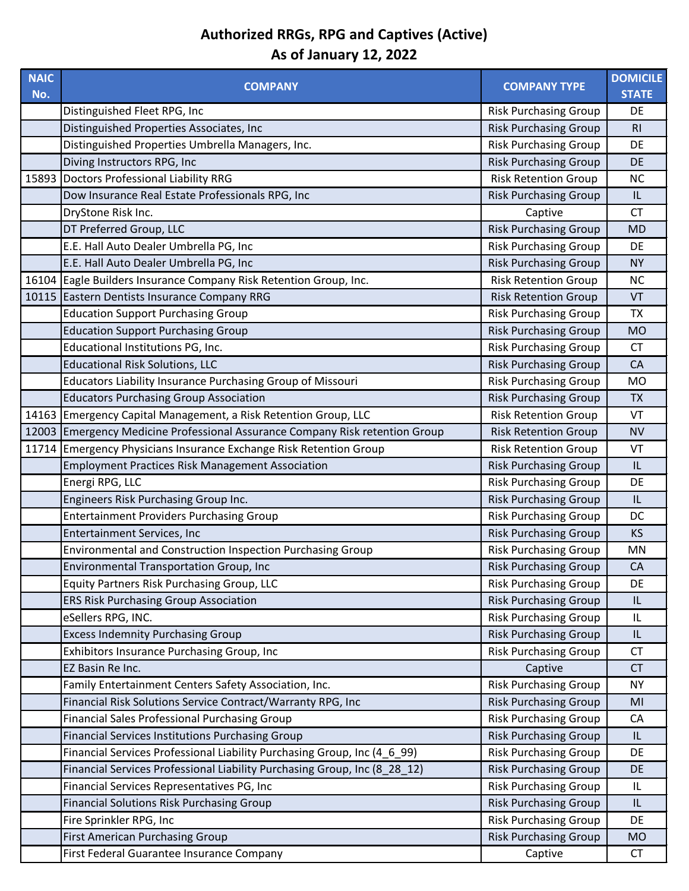# Authorized RRGs, RPG and Captives (Active)
## As of January 12, 2022

| NAIC No. | COMPANY | COMPANY TYPE | DOMICILE STATE |
|---|---|---|---|
| | Distinguished Fleet RPG, Inc | Risk Purchasing Group | DE |
| | Distinguished Properties Associates, Inc | Risk Purchasing Group | RI |
| | Distinguished Properties Umbrella Managers, Inc. | Risk Purchasing Group | DE |
| | Diving Instructors RPG, Inc | Risk Purchasing Group | DE |
| 15893 | Doctors Professional Liability RRG | Risk Retention Group | NC |
| | Dow Insurance Real Estate Professionals RPG, Inc | Risk Purchasing Group | IL |
| | DryStone Risk Inc. | Captive | CT |
| | DT Preferred Group, LLC | Risk Purchasing Group | MD |
| | E.E. Hall Auto Dealer Umbrella PG, Inc | Risk Purchasing Group | DE |
| | E.E. Hall Auto Dealer Umbrella PG, Inc | Risk Purchasing Group | NY |
| 16104 | Eagle Builders Insurance Company Risk Retention Group, Inc. | Risk Retention Group | NC |
| 10115 | Eastern Dentists Insurance Company RRG | Risk Retention Group | VT |
| | Education Support Purchasing Group | Risk Purchasing Group | TX |
| | Education Support Purchasing Group | Risk Purchasing Group | MO |
| | Educational Institutions PG, Inc. | Risk Purchasing Group | CT |
| | Educational Risk Solutions, LLC | Risk Purchasing Group | CA |
| | Educators Liability Insurance Purchasing Group of Missouri | Risk Purchasing Group | MO |
| | Educators Purchasing Group Association | Risk Purchasing Group | TX |
| 14163 | Emergency Capital Management, a Risk Retention Group, LLC | Risk Retention Group | VT |
| 12003 | Emergency Medicine Professional Assurance Company Risk retention Group | Risk Retention Group | NV |
| 11714 | Emergency Physicians Insurance Exchange Risk Retention Group | Risk Retention Group | VT |
| | Employment Practices Risk Management Association | Risk Purchasing Group | IL |
| | Energi RPG, LLC | Risk Purchasing Group | DE |
| | Engineers Risk Purchasing Group Inc. | Risk Purchasing Group | IL |
| | Entertainment Providers Purchasing Group | Risk Purchasing Group | DC |
| | Entertainment Services, Inc | Risk Purchasing Group | KS |
| | Environmental and Construction Inspection Purchasing Group | Risk Purchasing Group | MN |
| | Environmental Transportation Group, Inc | Risk Purchasing Group | CA |
| | Equity Partners Risk Purchasing Group, LLC | Risk Purchasing Group | DE |
| | ERS Risk Purchasing Group Association | Risk Purchasing Group | IL |
| | eSellers RPG, INC. | Risk Purchasing Group | IL |
| | Excess Indemnity Purchasing Group | Risk Purchasing Group | IL |
| | Exhibitors Insurance Purchasing Group, Inc | Risk Purchasing Group | CT |
| | EZ Basin Re Inc. | Captive | CT |
| | Family Entertainment Centers Safety Association, Inc. | Risk Purchasing Group | NY |
| | Financial Risk Solutions Service Contract/Warranty RPG, Inc | Risk Purchasing Group | MI |
| | Financial Sales Professional Purchasing Group | Risk Purchasing Group | CA |
| | Financial Services Institutions Purchasing Group | Risk Purchasing Group | IL |
| | Financial Services Professional Liability Purchasing Group, Inc (4_6_99) | Risk Purchasing Group | DE |
| | Financial Services Professional Liability Purchasing Group, Inc (8_28_12) | Risk Purchasing Group | DE |
| | Financial Services Representatives PG, Inc | Risk Purchasing Group | IL |
| | Financial Solutions Risk Purchasing Group | Risk Purchasing Group | IL |
| | Fire Sprinkler RPG, Inc | Risk Purchasing Group | DE |
| | First American Purchasing Group | Risk Purchasing Group | MO |
| | First Federal Guarantee Insurance Company | Captive | CT |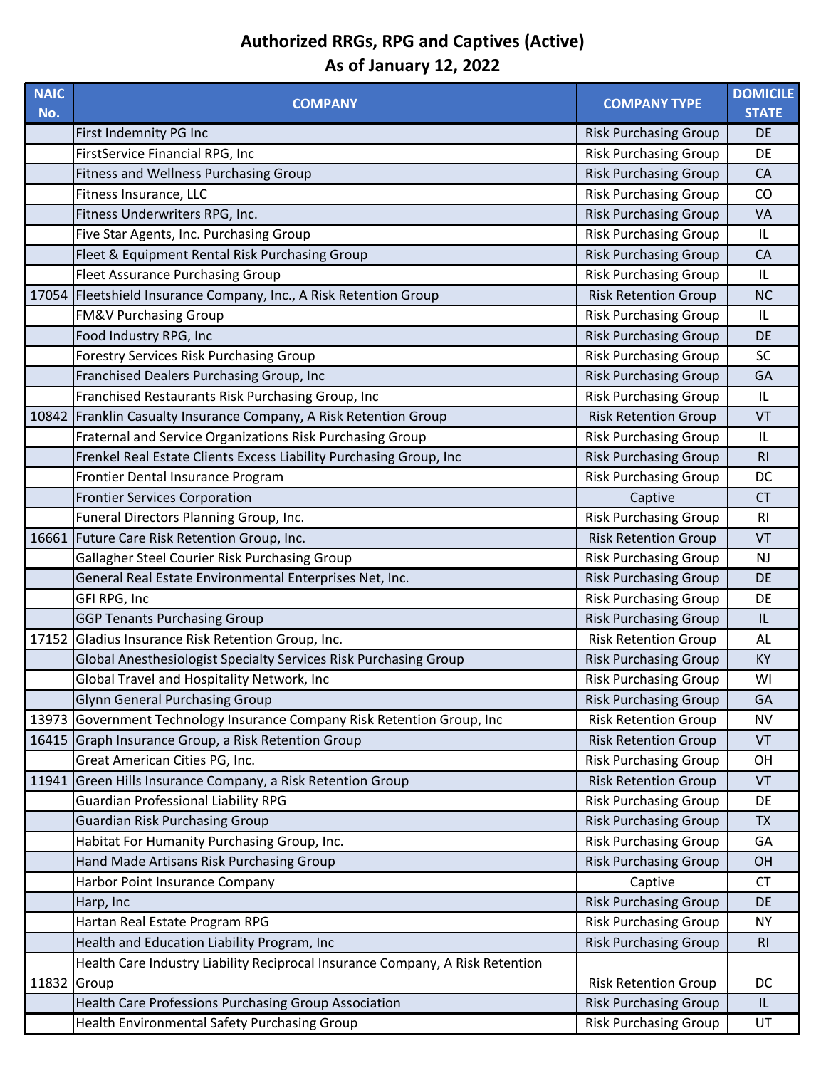# Authorized RRGs, RPG and Captives (Active)

## As of January 12, 2022

| NAIC No. | COMPANY | COMPANY TYPE | DOMICILE STATE |
|---|---|---|---|
| | First Indemnity PG Inc | Risk Purchasing Group | DE |
| | FirstService Financial RPG, Inc | Risk Purchasing Group | DE |
| | Fitness and Wellness Purchasing Group | Risk Purchasing Group | CA |
| | Fitness Insurance, LLC | Risk Purchasing Group | CO |
| | Fitness Underwriters RPG, Inc. | Risk Purchasing Group | VA |
| | Five Star Agents, Inc. Purchasing Group | Risk Purchasing Group | IL |
| | Fleet & Equipment Rental Risk Purchasing Group | Risk Purchasing Group | CA |
| | Fleet Assurance Purchasing Group | Risk Purchasing Group | IL |
| 17054 | Fleetshield Insurance Company, Inc., A Risk Retention Group | Risk Retention Group | NC |
| | FM&V Purchasing Group | Risk Purchasing Group | IL |
| | Food Industry RPG, Inc | Risk Purchasing Group | DE |
| | Forestry Services Risk Purchasing Group | Risk Purchasing Group | SC |
| | Franchised Dealers Purchasing Group, Inc | Risk Purchasing Group | GA |
| | Franchised Restaurants Risk Purchasing Group, Inc | Risk Purchasing Group | IL |
| 10842 | Franklin Casualty Insurance Company, A Risk Retention Group | Risk Retention Group | VT |
| | Fraternal and Service Organizations Risk Purchasing Group | Risk Purchasing Group | IL |
| | Frenkel Real Estate Clients Excess Liability Purchasing Group, Inc | Risk Purchasing Group | RI |
| | Frontier Dental Insurance Program | Risk Purchasing Group | DC |
| | Frontier Services Corporation | Captive | CT |
| | Funeral Directors Planning Group, Inc. | Risk Purchasing Group | RI |
| 16661 | Future Care Risk Retention Group, Inc. | Risk Retention Group | VT |
| | Gallagher Steel Courier Risk Purchasing Group | Risk Purchasing Group | NJ |
| | General Real Estate Environmental Enterprises Net, Inc. | Risk Purchasing Group | DE |
| | GFI RPG, Inc | Risk Purchasing Group | DE |
| | GGP Tenants Purchasing Group | Risk Purchasing Group | IL |
| 17152 | Gladius Insurance Risk Retention Group, Inc. | Risk Retention Group | AL |
| | Global Anesthesiologist Specialty Services Risk Purchasing Group | Risk Purchasing Group | KY |
| | Global Travel and Hospitality Network, Inc | Risk Purchasing Group | WI |
| | Glynn General Purchasing Group | Risk Purchasing Group | GA |
| 13973 | Government Technology Insurance Company Risk Retention Group, Inc | Risk Retention Group | NV |
| 16415 | Graph Insurance Group, a Risk Retention Group | Risk Retention Group | VT |
| | Great American Cities PG, Inc. | Risk Purchasing Group | OH |
| 11941 | Green Hills Insurance Company, a Risk Retention Group | Risk Retention Group | VT |
| | Guardian Professional Liability RPG | Risk Purchasing Group | DE |
| | Guardian Risk Purchasing Group | Risk Purchasing Group | TX |
| | Habitat For Humanity Purchasing Group, Inc. | Risk Purchasing Group | GA |
| | Hand Made Artisans Risk Purchasing Group | Risk Purchasing Group | OH |
| | Harbor Point Insurance Company | Captive | CT |
| | Harp, Inc | Risk Purchasing Group | DE |
| | Hartan Real Estate Program RPG | Risk Purchasing Group | NY |
| | Health and Education Liability Program, Inc | Risk Purchasing Group | RI |
| 11832 | Health Care Industry Liability Reciprocal Insurance Company, A Risk Retention Group | Risk Retention Group | DC |
| | Health Care Professions Purchasing Group Association | Risk Purchasing Group | IL |
| | Health Environmental Safety Purchasing Group | Risk Purchasing Group | UT |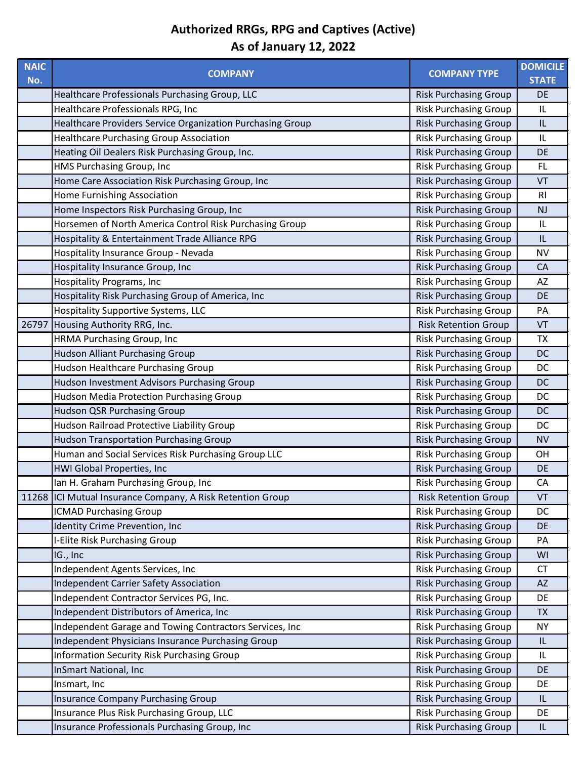# Authorized RRGs, RPG and Captives (Active)
## As of January 12, 2022

| NAIC No. | COMPANY | COMPANY TYPE | DOMICILE STATE |
|---|---|---|---|
| | Healthcare Professionals Purchasing Group, LLC | Risk Purchasing Group | DE |
| | Healthcare Professionals RPG, Inc | Risk Purchasing Group | IL |
| | Healthcare Providers Service Organization Purchasing Group | Risk Purchasing Group | IL |
| | Healthcare Purchasing Group Association | Risk Purchasing Group | IL |
| | Heating Oil Dealers Risk Purchasing Group, Inc. | Risk Purchasing Group | DE |
| | HMS Purchasing Group, Inc | Risk Purchasing Group | FL |
| | Home Care Association Risk Purchasing Group, Inc | Risk Purchasing Group | VT |
| | Home Furnishing Association | Risk Purchasing Group | RI |
| | Home Inspectors Risk Purchasing Group, Inc | Risk Purchasing Group | NJ |
| | Horsemen of North America Control Risk Purchasing Group | Risk Purchasing Group | IL |
| | Hospitality & Entertainment Trade Alliance RPG | Risk Purchasing Group | IL |
| | Hospitality Insurance Group - Nevada | Risk Purchasing Group | NV |
| | Hospitality Insurance Group, Inc | Risk Purchasing Group | CA |
| | Hospitality Programs, Inc | Risk Purchasing Group | AZ |
| | Hospitality Risk Purchasing Group of America, Inc | Risk Purchasing Group | DE |
| | Hospitality Supportive Systems, LLC | Risk Purchasing Group | PA |
| 26797 | Housing Authority RRG, Inc. | Risk Retention Group | VT |
| | HRMA Purchasing Group, Inc | Risk Purchasing Group | TX |
| | Hudson Alliant Purchasing Group | Risk Purchasing Group | DC |
| | Hudson Healthcare Purchasing Group | Risk Purchasing Group | DC |
| | Hudson Investment Advisors Purchasing Group | Risk Purchasing Group | DC |
| | Hudson Media Protection Purchasing Group | Risk Purchasing Group | DC |
| | Hudson QSR Purchasing Group | Risk Purchasing Group | DC |
| | Hudson Railroad Protective Liability Group | Risk Purchasing Group | DC |
| | Hudson Transportation Purchasing Group | Risk Purchasing Group | NV |
| | Human and Social Services Risk Purchasing Group LLC | Risk Purchasing Group | OH |
| | HWI Global Properties, Inc | Risk Purchasing Group | DE |
| | Ian H. Graham Purchasing Group, Inc | Risk Purchasing Group | CA |
| 11268 | ICI Mutual Insurance Company, A Risk Retention Group | Risk Retention Group | VT |
| | ICMAD Purchasing Group | Risk Purchasing Group | DC |
| | Identity Crime Prevention, Inc | Risk Purchasing Group | DE |
| | I-Elite Risk Purchasing Group | Risk Purchasing Group | PA |
| | IG., Inc | Risk Purchasing Group | WI |
| | Independent Agents Services, Inc | Risk Purchasing Group | CT |
| | Independent Carrier Safety Association | Risk Purchasing Group | AZ |
| | Independent Contractor Services PG, Inc. | Risk Purchasing Group | DE |
| | Independent Distributors of America, Inc | Risk Purchasing Group | TX |
| | Independent Garage and Towing Contractors Services, Inc | Risk Purchasing Group | NY |
| | Independent Physicians Insurance Purchasing Group | Risk Purchasing Group | IL |
| | Information Security Risk Purchasing Group | Risk Purchasing Group | IL |
| | InSmart National, Inc | Risk Purchasing Group | DE |
| | Insmart, Inc | Risk Purchasing Group | DE |
| | Insurance Company Purchasing Group | Risk Purchasing Group | IL |
| | Insurance Plus Risk Purchasing Group, LLC | Risk Purchasing Group | DE |
| | Insurance Professionals Purchasing Group, Inc | Risk Purchasing Group | IL |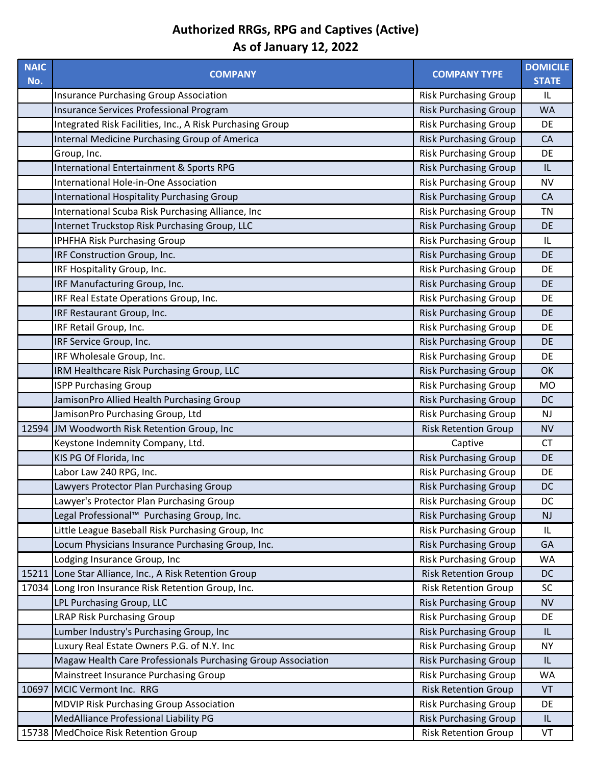# Authorized RRGs, RPG and Captives (Active)
## As of January 12, 2022

| NAIC No. | COMPANY | COMPANY TYPE | DOMICILE STATE |
|---|---|---|---|
| | Insurance Purchasing Group Association | Risk Purchasing Group | IL |
| | Insurance Services Professional Program | Risk Purchasing Group | WA |
| | Integrated Risk Facilities, Inc., A Risk Purchasing Group | Risk Purchasing Group | DE |
| | Internal Medicine Purchasing Group of America | Risk Purchasing Group | CA |
| | Group, Inc. | Risk Purchasing Group | DE |
| | International Entertainment & Sports RPG | Risk Purchasing Group | IL |
| | International Hole-in-One Association | Risk Purchasing Group | NV |
| | International Hospitality Purchasing Group | Risk Purchasing Group | CA |
| | International Scuba Risk Purchasing Alliance, Inc | Risk Purchasing Group | TN |
| | Internet Truckstop Risk Purchasing Group, LLC | Risk Purchasing Group | DE |
| | IPHFHA Risk Purchasing Group | Risk Purchasing Group | IL |
| | IRF Construction Group, Inc. | Risk Purchasing Group | DE |
| | IRF Hospitality Group, Inc. | Risk Purchasing Group | DE |
| | IRF Manufacturing Group, Inc. | Risk Purchasing Group | DE |
| | IRF Real Estate Operations Group, Inc. | Risk Purchasing Group | DE |
| | IRF Restaurant Group, Inc. | Risk Purchasing Group | DE |
| | IRF Retail Group, Inc. | Risk Purchasing Group | DE |
| | IRF Service Group, Inc. | Risk Purchasing Group | DE |
| | IRF Wholesale Group, Inc. | Risk Purchasing Group | DE |
| | IRM Healthcare Risk Purchasing Group, LLC | Risk Purchasing Group | OK |
| | ISPP Purchasing Group | Risk Purchasing Group | MO |
| | JamisonPro Allied Health Purchasing Group | Risk Purchasing Group | DC |
| | JamisonPro Purchasing Group, Ltd | Risk Purchasing Group | NJ |
| 12594 | JM Woodworth Risk Retention Group, Inc | Risk Retention Group | NV |
| | Keystone Indemnity Company, Ltd. | Captive | CT |
| | KIS PG Of Florida, Inc | Risk Purchasing Group | DE |
| | Labor Law 240 RPG, Inc. | Risk Purchasing Group | DE |
| | Lawyers Protector Plan Purchasing Group | Risk Purchasing Group | DC |
| | Lawyer's Protector Plan Purchasing Group | Risk Purchasing Group | DC |
| | Legal Professional™ Purchasing Group, Inc. | Risk Purchasing Group | NJ |
| | Little League Baseball Risk Purchasing Group, Inc | Risk Purchasing Group | IL |
| | Locum Physicians Insurance Purchasing Group, Inc. | Risk Purchasing Group | GA |
| | Lodging Insurance Group, Inc | Risk Purchasing Group | WA |
| 15211 | Lone Star Alliance, Inc., A Risk Retention Group | Risk Retention Group | DC |
| 17034 | Long Iron Insurance Risk Retention Group, Inc. | Risk Retention Group | SC |
| | LPL Purchasing Group, LLC | Risk Purchasing Group | NV |
| | LRAP Risk Purchasing Group | Risk Purchasing Group | DE |
| | Lumber Industry's Purchasing Group, Inc | Risk Purchasing Group | IL |
| | Luxury Real Estate Owners P.G. of N.Y. Inc | Risk Purchasing Group | NY |
| | Magaw Health Care Professionals Purchasing Group Association | Risk Purchasing Group | IL |
| | Mainstreet Insurance Purchasing Group | Risk Purchasing Group | WA |
| 10697 | MCIC Vermont Inc. RRG | Risk Retention Group | VT |
| | MDVIP Risk Purchasing Group Association | Risk Purchasing Group | DE |
| | MedAlliance Professional Liability PG | Risk Purchasing Group | IL |
| 15738 | MedChoice Risk Retention Group | Risk Retention Group | VT |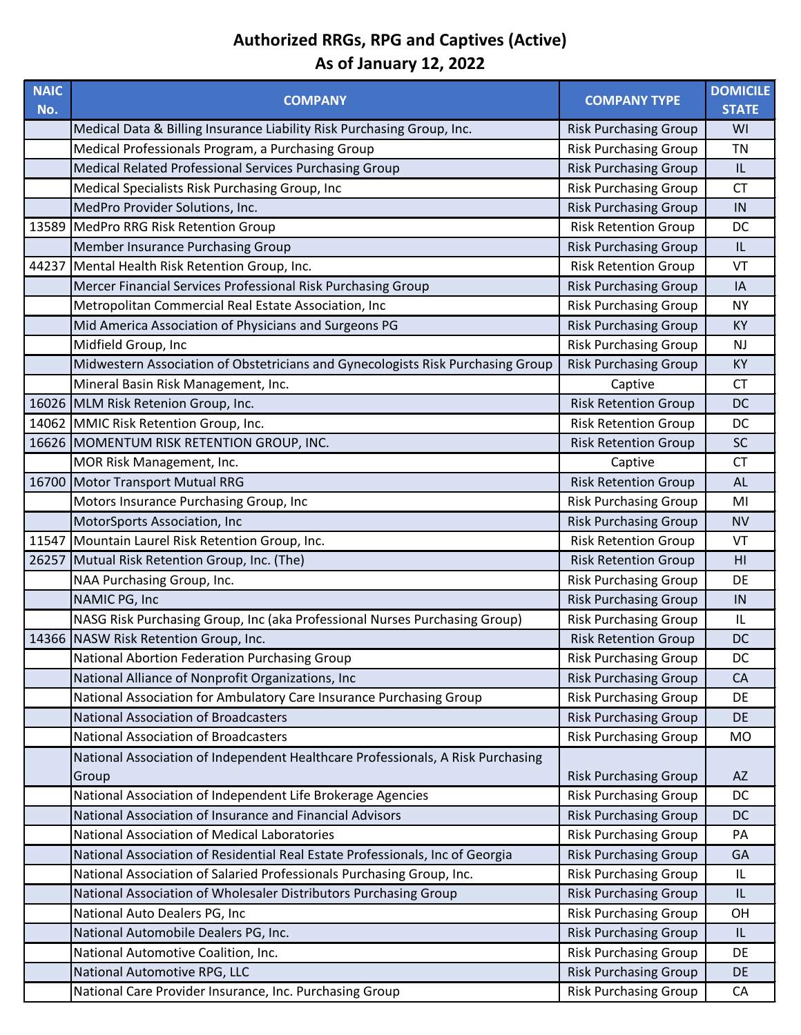# Authorized RRGs, RPG and Captives (Active)
# As of January 12, 2022

| NAIC No. | COMPANY | COMPANY TYPE | DOMICILE STATE |
|---|---|---|---|
| | Medical Data & Billing Insurance Liability Risk Purchasing Group, Inc. | Risk Purchasing Group | WI |
| | Medical Professionals Program, a Purchasing Group | Risk Purchasing Group | TN |
| | Medical Related Professional Services Purchasing Group | Risk Purchasing Group | IL |
| | Medical Specialists Risk Purchasing Group, Inc | Risk Purchasing Group | CT |
| | MedPro Provider Solutions, Inc. | Risk Purchasing Group | IN |
| 13589 | MedPro RRG Risk Retention Group | Risk Retention Group | DC |
| | Member Insurance Purchasing Group | Risk Purchasing Group | IL |
| 44237 | Mental Health Risk Retention Group, Inc. | Risk Retention Group | VT |
| | Mercer Financial Services Professional Risk Purchasing Group | Risk Purchasing Group | IA |
| | Metropolitan Commercial Real Estate Association, Inc | Risk Purchasing Group | NY |
| | Mid America Association of Physicians and Surgeons PG | Risk Purchasing Group | KY |
| | Midfield Group, Inc | Risk Purchasing Group | NJ |
| | Midwestern Association of Obstetricians and Gynecologists Risk Purchasing Group | Risk Purchasing Group | KY |
| | Mineral Basin Risk Management, Inc. | Captive | CT |
| 16026 | MLM Risk Retenion Group, Inc. | Risk Retention Group | DC |
| 14062 | MMIC Risk Retention Group, Inc. | Risk Retention Group | DC |
| 16626 | MOMENTUM RISK RETENTION GROUP, INC. | Risk Retention Group | SC |
| | MOR Risk Management, Inc. | Captive | CT |
| 16700 | Motor Transport Mutual RRG | Risk Retention Group | AL |
| | Motors Insurance Purchasing Group, Inc | Risk Purchasing Group | MI |
| | MotorSports Association, Inc | Risk Purchasing Group | NV |
| 11547 | Mountain Laurel Risk Retention Group, Inc. | Risk Retention Group | VT |
| 26257 | Mutual Risk Retention Group, Inc. (The) | Risk Retention Group | HI |
| | NAA Purchasing Group, Inc. | Risk Purchasing Group | DE |
| | NAMIC PG, Inc | Risk Purchasing Group | IN |
| | NASG Risk Purchasing Group, Inc (aka Professional Nurses Purchasing Group) | Risk Purchasing Group | IL |
| 14366 | NASW Risk Retention Group, Inc. | Risk Retention Group | DC |
| | National Abortion Federation Purchasing Group | Risk Purchasing Group | DC |
| | National Alliance of Nonprofit Organizations, Inc | Risk Purchasing Group | CA |
| | National Association for Ambulatory Care Insurance Purchasing Group | Risk Purchasing Group | DE |
| | National Association of Broadcasters | Risk Purchasing Group | DE |
| | National Association of Broadcasters | Risk Purchasing Group | MO |
| | National Association of Independent Healthcare Professionals, A Risk Purchasing Group | Risk Purchasing Group | AZ |
| | National Association of Independent Life Brokerage Agencies | Risk Purchasing Group | DC |
| | National Association of Insurance and Financial Advisors | Risk Purchasing Group | DC |
| | National Association of Medical Laboratories | Risk Purchasing Group | PA |
| | National Association of Residential Real Estate Professionals, Inc of Georgia | Risk Purchasing Group | GA |
| | National Association of Salaried Professionals Purchasing Group, Inc. | Risk Purchasing Group | IL |
| | National Association of Wholesaler Distributors Purchasing Group | Risk Purchasing Group | IL |
| | National Auto Dealers PG, Inc | Risk Purchasing Group | OH |
| | National Automobile Dealers PG, Inc. | Risk Purchasing Group | IL |
| | National Automotive Coalition, Inc. | Risk Purchasing Group | DE |
| | National Automotive RPG, LLC | Risk Purchasing Group | DE |
| | National Care Provider Insurance, Inc. Purchasing Group | Risk Purchasing Group | CA |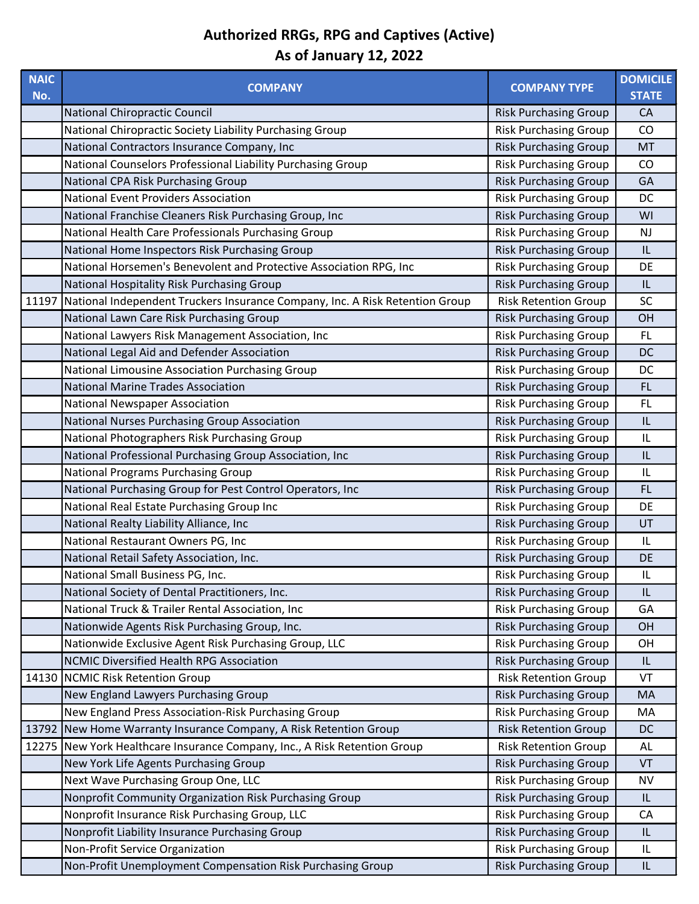# Authorized RRGs, RPG and Captives (Active)
## As of January 12, 2022

| NAIC No. | COMPANY | COMPANY TYPE | DOMICILE STATE |
|---|---|---|---|
| | National Chiropractic Council | Risk Purchasing Group | CA |
| | National Chiropractic Society Liability Purchasing Group | Risk Purchasing Group | CO |
| | National Contractors Insurance Company, Inc | Risk Purchasing Group | MT |
| | National Counselors Professional Liability Purchasing Group | Risk Purchasing Group | CO |
| | National CPA Risk Purchasing Group | Risk Purchasing Group | GA |
| | National Event Providers Association | Risk Purchasing Group | DC |
| | National Franchise Cleaners Risk Purchasing Group, Inc | Risk Purchasing Group | WI |
| | National Health Care Professionals Purchasing Group | Risk Purchasing Group | NJ |
| | National Home Inspectors Risk Purchasing Group | Risk Purchasing Group | IL |
| | National Horsemen's Benevolent and Protective Association RPG, Inc | Risk Purchasing Group | DE |
| | National Hospitality Risk Purchasing Group | Risk Purchasing Group | IL |
| 11197 | National Independent Truckers Insurance Company, Inc. A Risk Retention Group | Risk Retention Group | SC |
| | National Lawn Care Risk Purchasing Group | Risk Purchasing Group | OH |
| | National Lawyers Risk Management Association, Inc | Risk Purchasing Group | FL |
| | National Legal Aid and Defender Association | Risk Purchasing Group | DC |
| | National Limousine Association Purchasing Group | Risk Purchasing Group | DC |
| | National Marine Trades Association | Risk Purchasing Group | FL |
| | National Newspaper Association | Risk Purchasing Group | FL |
| | National Nurses Purchasing Group Association | Risk Purchasing Group | IL |
| | National Photographers Risk Purchasing Group | Risk Purchasing Group | IL |
| | National Professional Purchasing Group Association, Inc | Risk Purchasing Group | IL |
| | National Programs Purchasing Group | Risk Purchasing Group | IL |
| | National Purchasing Group for Pest Control Operators, Inc | Risk Purchasing Group | FL |
| | National Real Estate Purchasing Group Inc | Risk Purchasing Group | DE |
| | National Realty Liability Alliance, Inc | Risk Purchasing Group | UT |
| | National Restaurant Owners PG, Inc | Risk Purchasing Group | IL |
| | National Retail Safety Association, Inc. | Risk Purchasing Group | DE |
| | National Small Business PG, Inc. | Risk Purchasing Group | IL |
| | National Society of Dental Practitioners, Inc. | Risk Purchasing Group | IL |
| | National Truck & Trailer Rental Association, Inc | Risk Purchasing Group | GA |
| | Nationwide Agents Risk Purchasing Group, Inc. | Risk Purchasing Group | OH |
| | Nationwide Exclusive Agent Risk Purchasing Group, LLC | Risk Purchasing Group | OH |
| | NCMIC Diversified Health RPG Association | Risk Purchasing Group | IL |
| 14130 | NCMIC Risk Retention Group | Risk Retention Group | VT |
| | New England Lawyers Purchasing Group | Risk Purchasing Group | MA |
| | New England Press Association-Risk Purchasing Group | Risk Purchasing Group | MA |
| 13792 | New Home Warranty Insurance Company, A Risk Retention Group | Risk Retention Group | DC |
| 12275 | New York Healthcare Insurance Company, Inc., A Risk Retention Group | Risk Retention Group | AL |
| | New York Life Agents Purchasing Group | Risk Purchasing Group | VT |
| | Next Wave Purchasing Group One, LLC | Risk Purchasing Group | NV |
| | Nonprofit Community Organization Risk Purchasing Group | Risk Purchasing Group | IL |
| | Nonprofit Insurance Risk Purchasing Group, LLC | Risk Purchasing Group | CA |
| | Nonprofit Liability Insurance Purchasing Group | Risk Purchasing Group | IL |
| | Non-Profit Service Organization | Risk Purchasing Group | IL |
| | Non-Profit Unemployment Compensation Risk Purchasing Group | Risk Purchasing Group | IL |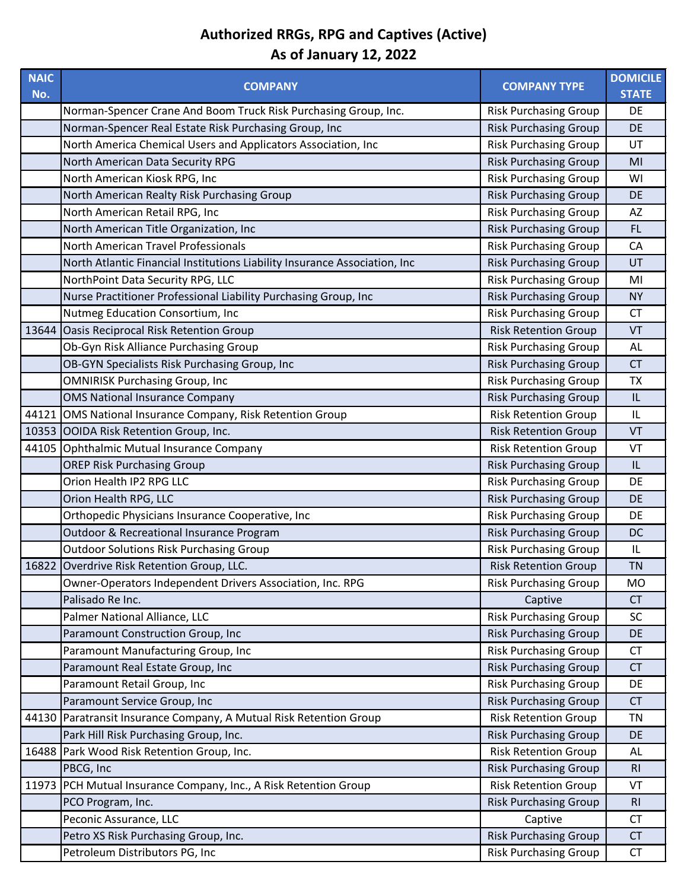# Authorized RRGs, RPG and Captives (Active)
## As of January 12, 2022

| NAIC No. | COMPANY | COMPANY TYPE | DOMICILE STATE |
|---|---|---|---|
| | Norman-Spencer Crane And Boom Truck Risk Purchasing Group, Inc. | Risk Purchasing Group | DE |
| | Norman-Spencer Real Estate Risk Purchasing Group, Inc | Risk Purchasing Group | DE |
| | North America Chemical Users and Applicators Association, Inc | Risk Purchasing Group | UT |
| | North American Data Security RPG | Risk Purchasing Group | MI |
| | North American Kiosk RPG, Inc | Risk Purchasing Group | WI |
| | North American Realty Risk Purchasing Group | Risk Purchasing Group | DE |
| | North American Retail RPG, Inc | Risk Purchasing Group | AZ |
| | North American Title Organization, Inc | Risk Purchasing Group | FL |
| | North American Travel Professionals | Risk Purchasing Group | CA |
| | North Atlantic Financial Institutions Liability Insurance Association, Inc | Risk Purchasing Group | UT |
| | NorthPoint Data Security RPG, LLC | Risk Purchasing Group | MI |
| | Nurse Practitioner Professional Liability Purchasing Group, Inc | Risk Purchasing Group | NY |
| | Nutmeg Education Consortium, Inc | Risk Purchasing Group | CT |
| 13644 | Oasis Reciprocal Risk Retention Group | Risk Retention Group | VT |
| | Ob-Gyn Risk Alliance Purchasing Group | Risk Purchasing Group | AL |
| | OB-GYN Specialists Risk Purchasing Group, Inc | Risk Purchasing Group | CT |
| | OMNIRISK Purchasing Group, Inc | Risk Purchasing Group | TX |
| | OMS National Insurance Company | Risk Purchasing Group | IL |
| 44121 | OMS National Insurance Company, Risk Retention Group | Risk Retention Group | IL |
| 10353 | OOIDA Risk Retention Group, Inc. | Risk Retention Group | VT |
| 44105 | Ophthalmic Mutual Insurance Company | Risk Retention Group | VT |
| | OREP Risk Purchasing Group | Risk Purchasing Group | IL |
| | Orion Health IP2 RPG LLC | Risk Purchasing Group | DE |
| | Orion Health RPG, LLC | Risk Purchasing Group | DE |
| | Orthopedic Physicians Insurance Cooperative, Inc | Risk Purchasing Group | DE |
| | Outdoor & Recreational Insurance Program | Risk Purchasing Group | DC |
| | Outdoor Solutions Risk Purchasing Group | Risk Purchasing Group | IL |
| 16822 | Overdrive Risk Retention Group, LLC. | Risk Retention Group | TN |
| | Owner-Operators Independent Drivers Association, Inc. RPG | Risk Purchasing Group | MO |
| | Palisado Re Inc. | Captive | CT |
| | Palmer National Alliance, LLC | Risk Purchasing Group | SC |
| | Paramount Construction Group, Inc | Risk Purchasing Group | DE |
| | Paramount Manufacturing Group, Inc | Risk Purchasing Group | CT |
| | Paramount Real Estate Group, Inc | Risk Purchasing Group | CT |
| | Paramount Retail Group, Inc | Risk Purchasing Group | DE |
| | Paramount Service Group, Inc | Risk Purchasing Group | CT |
| 44130 | Paratransit Insurance Company, A Mutual Risk Retention Group | Risk Retention Group | TN |
| | Park Hill Risk Purchasing Group, Inc. | Risk Purchasing Group | DE |
| 16488 | Park Wood Risk Retention Group, Inc. | Risk Retention Group | AL |
| | PBCG, Inc | Risk Purchasing Group | RI |
| 11973 | PCH Mutual Insurance Company, Inc., A Risk Retention Group | Risk Retention Group | VT |
| | PCO Program, Inc. | Risk Purchasing Group | RI |
| | Peconic Assurance, LLC | Captive | CT |
| | Petro XS Risk Purchasing Group, Inc. | Risk Purchasing Group | CT |
| | Petroleum Distributors PG, Inc | Risk Purchasing Group | CT |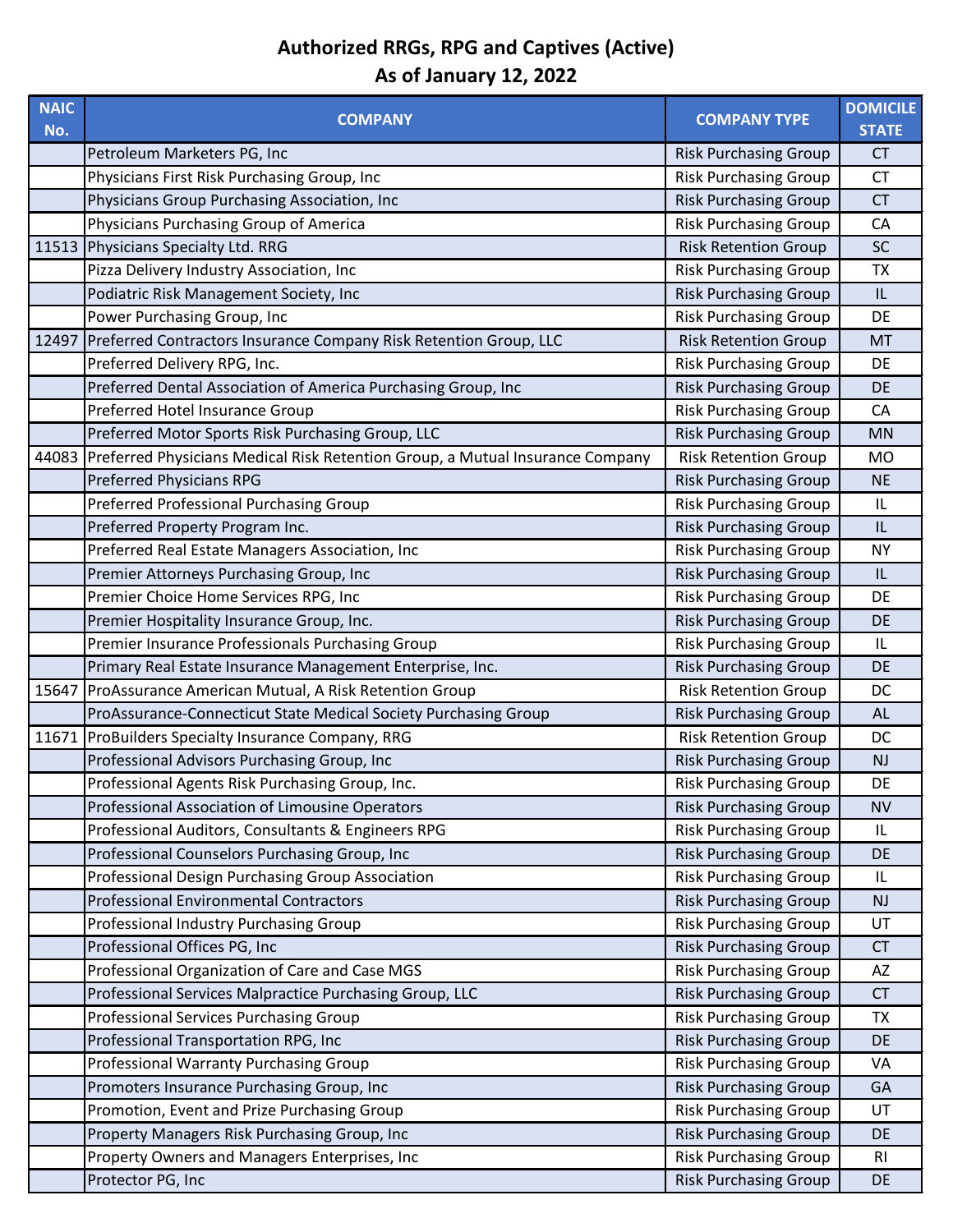# Authorized RRGs, RPG and Captives (Active)
## As of January 12, 2022

| NAIC No. | COMPANY | COMPANY TYPE | DOMICILE STATE |
|---|---|---|---|
| | Petroleum Marketers PG, Inc | Risk Purchasing Group | CT |
| | Physicians First Risk Purchasing Group, Inc | Risk Purchasing Group | CT |
| | Physicians Group Purchasing Association, Inc | Risk Purchasing Group | CT |
| | Physicians Purchasing Group of America | Risk Purchasing Group | CA |
| 11513 | Physicians Specialty Ltd. RRG | Risk Retention Group | SC |
| | Pizza Delivery Industry Association, Inc | Risk Purchasing Group | TX |
| | Podiatric Risk Management Society, Inc | Risk Purchasing Group | IL |
| | Power Purchasing Group, Inc | Risk Purchasing Group | DE |
| 12497 | Preferred Contractors Insurance Company Risk Retention Group, LLC | Risk Retention Group | MT |
| | Preferred Delivery RPG, Inc. | Risk Purchasing Group | DE |
| | Preferred Dental Association of America Purchasing Group, Inc | Risk Purchasing Group | DE |
| | Preferred Hotel Insurance Group | Risk Purchasing Group | CA |
| | Preferred Motor Sports Risk Purchasing Group, LLC | Risk Purchasing Group | MN |
| 44083 | Preferred Physicians Medical Risk Retention Group, a Mutual Insurance Company | Risk Retention Group | MO |
| | Preferred Physicians RPG | Risk Purchasing Group | NE |
| | Preferred Professional Purchasing Group | Risk Purchasing Group | IL |
| | Preferred Property Program Inc. | Risk Purchasing Group | IL |
| | Preferred Real Estate Managers Association, Inc | Risk Purchasing Group | NY |
| | Premier Attorneys Purchasing Group, Inc | Risk Purchasing Group | IL |
| | Premier Choice Home Services RPG, Inc | Risk Purchasing Group | DE |
| | Premier Hospitality Insurance Group, Inc. | Risk Purchasing Group | DE |
| | Premier Insurance Professionals Purchasing Group | Risk Purchasing Group | IL |
| | Primary Real Estate Insurance Management Enterprise, Inc. | Risk Purchasing Group | DE |
| 15647 | ProAssurance American Mutual, A Risk Retention Group | Risk Retention Group | DC |
| | ProAssurance-Connecticut State Medical Society Purchasing Group | Risk Purchasing Group | AL |
| 11671 | ProBuilders Specialty Insurance Company, RRG | Risk Retention Group | DC |
| | Professional Advisors Purchasing Group, Inc | Risk Purchasing Group | NJ |
| | Professional Agents Risk Purchasing Group, Inc. | Risk Purchasing Group | DE |
| | Professional Association of Limousine Operators | Risk Purchasing Group | NV |
| | Professional Auditors, Consultants & Engineers RPG | Risk Purchasing Group | IL |
| | Professional Counselors Purchasing Group, Inc | Risk Purchasing Group | DE |
| | Professional Design Purchasing Group Association | Risk Purchasing Group | IL |
| | Professional Environmental Contractors | Risk Purchasing Group | NJ |
| | Professional Industry Purchasing Group | Risk Purchasing Group | UT |
| | Professional Offices PG, Inc | Risk Purchasing Group | CT |
| | Professional Organization of Care and Case MGS | Risk Purchasing Group | AZ |
| | Professional Services Malpractice Purchasing Group, LLC | Risk Purchasing Group | CT |
| | Professional Services Purchasing Group | Risk Purchasing Group | TX |
| | Professional Transportation RPG, Inc | Risk Purchasing Group | DE |
| | Professional Warranty Purchasing Group | Risk Purchasing Group | VA |
| | Promoters Insurance Purchasing Group, Inc | Risk Purchasing Group | GA |
| | Promotion, Event and Prize Purchasing Group | Risk Purchasing Group | UT |
| | Property Managers Risk Purchasing Group, Inc | Risk Purchasing Group | DE |
| | Property Owners and Managers Enterprises, Inc | Risk Purchasing Group | RI |
| | Protector PG, Inc | Risk Purchasing Group | DE |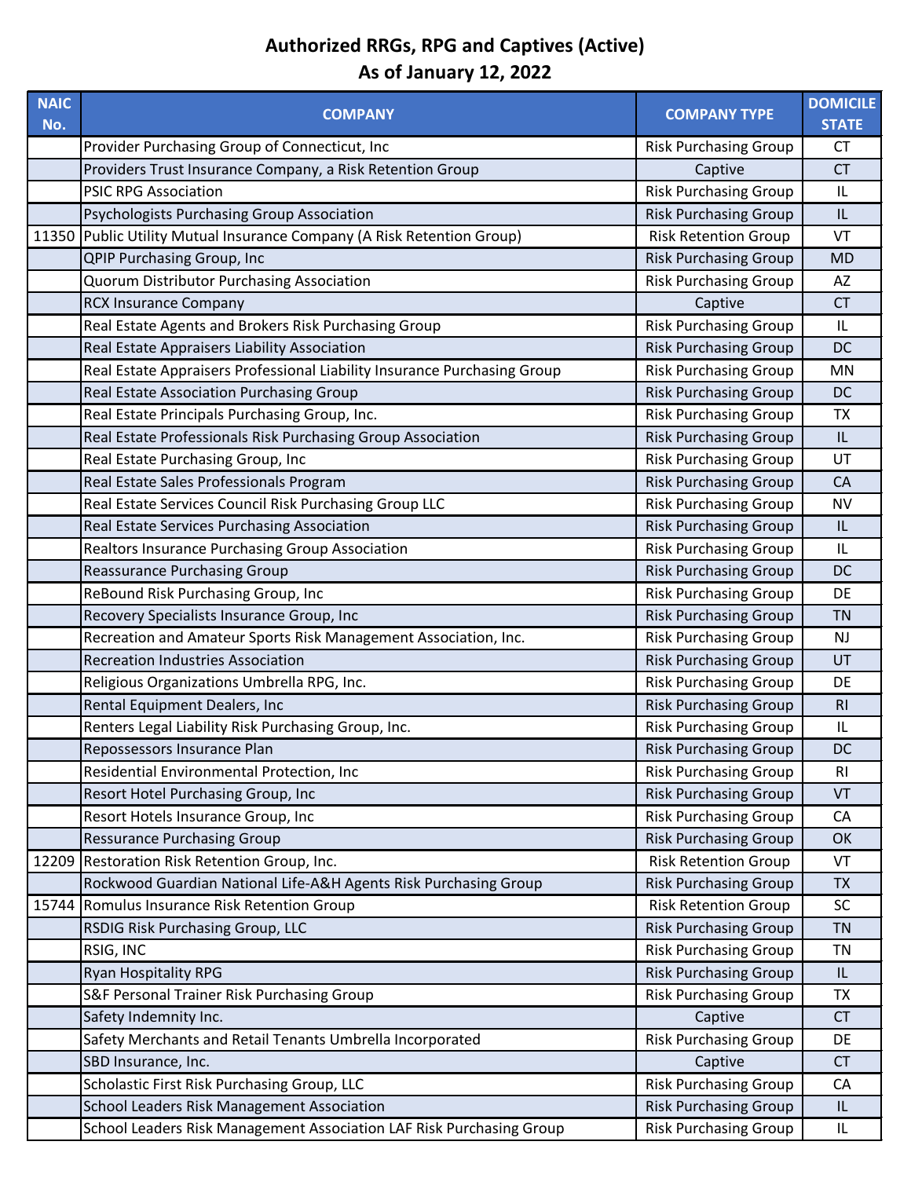# Authorized RRGs, RPG and Captives (Active)
## As of January 12, 2022

| NAIC No. | COMPANY | COMPANY TYPE | DOMICILE STATE |
|---|---|---|---|
| | Provider Purchasing Group of Connecticut, Inc | Risk Purchasing Group | CT |
| | Providers Trust Insurance Company, a Risk Retention Group | Captive | CT |
| | PSIC RPG Association | Risk Purchasing Group | IL |
| | Psychologists Purchasing Group Association | Risk Purchasing Group | IL |
| 11350 | Public Utility Mutual Insurance Company (A Risk Retention Group) | Risk Retention Group | VT |
| | QPIP Purchasing Group, Inc | Risk Purchasing Group | MD |
| | Quorum Distributor Purchasing Association | Risk Purchasing Group | AZ |
| | RCX Insurance Company | Captive | CT |
| | Real Estate Agents and Brokers Risk Purchasing Group | Risk Purchasing Group | IL |
| | Real Estate Appraisers Liability Association | Risk Purchasing Group | DC |
| | Real Estate Appraisers Professional Liability Insurance Purchasing Group | Risk Purchasing Group | MN |
| | Real Estate Association Purchasing Group | Risk Purchasing Group | DC |
| | Real Estate Principals Purchasing Group, Inc. | Risk Purchasing Group | TX |
| | Real Estate Professionals Risk Purchasing Group Association | Risk Purchasing Group | IL |
| | Real Estate Purchasing Group, Inc | Risk Purchasing Group | UT |
| | Real Estate Sales Professionals Program | Risk Purchasing Group | CA |
| | Real Estate Services Council Risk Purchasing Group LLC | Risk Purchasing Group | NV |
| | Real Estate Services Purchasing Association | Risk Purchasing Group | IL |
| | Realtors Insurance Purchasing Group Association | Risk Purchasing Group | IL |
| | Reassurance Purchasing Group | Risk Purchasing Group | DC |
| | ReBound Risk Purchasing Group, Inc | Risk Purchasing Group | DE |
| | Recovery Specialists Insurance Group, Inc | Risk Purchasing Group | TN |
| | Recreation and Amateur Sports Risk Management Association, Inc. | Risk Purchasing Group | NJ |
| | Recreation Industries Association | Risk Purchasing Group | UT |
| | Religious Organizations Umbrella RPG, Inc. | Risk Purchasing Group | DE |
| | Rental Equipment Dealers, Inc | Risk Purchasing Group | RI |
| | Renters Legal Liability Risk Purchasing Group, Inc. | Risk Purchasing Group | IL |
| | Repossessors Insurance Plan | Risk Purchasing Group | DC |
| | Residential Environmental Protection, Inc | Risk Purchasing Group | RI |
| | Resort Hotel Purchasing Group, Inc | Risk Purchasing Group | VT |
| | Resort Hotels Insurance Group, Inc | Risk Purchasing Group | CA |
| | Ressurance Purchasing Group | Risk Purchasing Group | OK |
| 12209 | Restoration Risk Retention Group, Inc. | Risk Retention Group | VT |
| | Rockwood Guardian National Life-A&H Agents Risk Purchasing Group | Risk Purchasing Group | TX |
| 15744 | Romulus Insurance Risk Retention Group | Risk Retention Group | SC |
| | RSDIG Risk Purchasing Group, LLC | Risk Purchasing Group | TN |
| | RSIG, INC | Risk Purchasing Group | TN |
| | Ryan Hospitality RPG | Risk Purchasing Group | IL |
| | S&F Personal Trainer Risk Purchasing Group | Risk Purchasing Group | TX |
| | Safety Indemnity Inc. | Captive | CT |
| | Safety Merchants and Retail Tenants Umbrella Incorporated | Risk Purchasing Group | DE |
| | SBD Insurance, Inc. | Captive | CT |
| | Scholastic First Risk Purchasing Group, LLC | Risk Purchasing Group | CA |
| | School Leaders Risk Management Association | Risk Purchasing Group | IL |
| | School Leaders Risk Management Association LAF Risk Purchasing Group | Risk Purchasing Group | IL |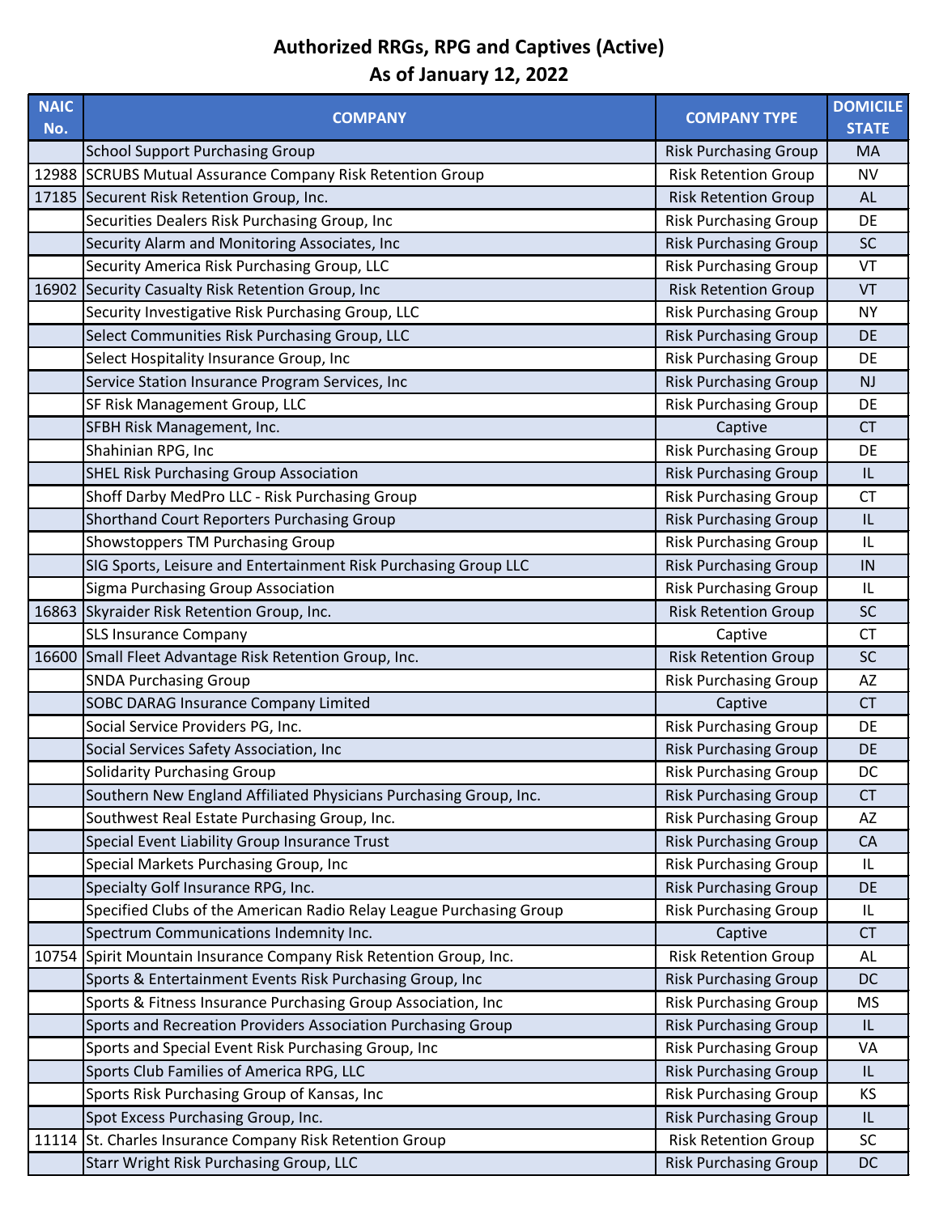# Authorized RRGs, RPG and Captives (Active)
## As of January 12, 2022

| NAIC No. | COMPANY | COMPANY TYPE | DOMICILE STATE |
|---|---|---|---|
| | School Support Purchasing Group | Risk Purchasing Group | MA |
| 12988 | SCRUBS Mutual Assurance Company Risk Retention Group | Risk Retention Group | NV |
| 17185 | Securent Risk Retention Group, Inc. | Risk Retention Group | AL |
| | Securities Dealers Risk Purchasing Group, Inc | Risk Purchasing Group | DE |
| | Security Alarm and Monitoring Associates, Inc | Risk Purchasing Group | SC |
| | Security America Risk Purchasing Group, LLC | Risk Purchasing Group | VT |
| 16902 | Security Casualty Risk Retention Group, Inc | Risk Retention Group | VT |
| | Security Investigative Risk Purchasing Group, LLC | Risk Purchasing Group | NY |
| | Select Communities Risk Purchasing Group, LLC | Risk Purchasing Group | DE |
| | Select Hospitality Insurance Group, Inc | Risk Purchasing Group | DE |
| | Service Station Insurance Program Services, Inc | Risk Purchasing Group | NJ |
| | SF Risk Management Group, LLC | Risk Purchasing Group | DE |
| | SFBH Risk Management, Inc. | Captive | CT |
| | Shahinian RPG, Inc | Risk Purchasing Group | DE |
| | SHEL Risk Purchasing Group Association | Risk Purchasing Group | IL |
| | Shoff Darby MedPro LLC - Risk Purchasing Group | Risk Purchasing Group | CT |
| | Shorthand Court Reporters Purchasing Group | Risk Purchasing Group | IL |
| | Showstoppers TM Purchasing Group | Risk Purchasing Group | IL |
| | SIG Sports, Leisure and Entertainment Risk Purchasing Group LLC | Risk Purchasing Group | IN |
| | Sigma Purchasing Group Association | Risk Purchasing Group | IL |
| 16863 | Skyraider Risk Retention Group, Inc. | Risk Retention Group | SC |
| | SLS Insurance Company | Captive | CT |
| 16600 | Small Fleet Advantage Risk Retention Group, Inc. | Risk Retention Group | SC |
| | SNDA Purchasing Group | Risk Purchasing Group | AZ |
| | SOBC DARAG Insurance Company Limited | Captive | CT |
| | Social Service Providers PG, Inc. | Risk Purchasing Group | DE |
| | Social Services Safety Association, Inc | Risk Purchasing Group | DE |
| | Solidarity Purchasing Group | Risk Purchasing Group | DC |
| | Southern New England Affiliated Physicians Purchasing Group, Inc. | Risk Purchasing Group | CT |
| | Southwest Real Estate Purchasing Group, Inc. | Risk Purchasing Group | AZ |
| | Special Event Liability Group Insurance Trust | Risk Purchasing Group | CA |
| | Special Markets Purchasing Group, Inc | Risk Purchasing Group | IL |
| | Specialty Golf Insurance RPG, Inc. | Risk Purchasing Group | DE |
| | Specified Clubs of the American Radio Relay League Purchasing Group | Risk Purchasing Group | IL |
| | Spectrum Communications Indemnity Inc. | Captive | CT |
| 10754 | Spirit Mountain Insurance Company Risk Retention Group, Inc. | Risk Retention Group | AL |
| | Sports & Entertainment Events Risk Purchasing Group, Inc | Risk Purchasing Group | DC |
| | Sports & Fitness Insurance Purchasing Group Association, Inc | Risk Purchasing Group | MS |
| | Sports and Recreation Providers Association Purchasing Group | Risk Purchasing Group | IL |
| | Sports and Special Event Risk Purchasing Group, Inc | Risk Purchasing Group | VA |
| | Sports Club Families of America RPG, LLC | Risk Purchasing Group | IL |
| | Sports Risk Purchasing Group of Kansas, Inc | Risk Purchasing Group | KS |
| | Spot Excess Purchasing Group, Inc. | Risk Purchasing Group | IL |
| 11114 | St. Charles Insurance Company Risk Retention Group | Risk Retention Group | SC |
| | Starr Wright Risk Purchasing Group, LLC | Risk Purchasing Group | DC |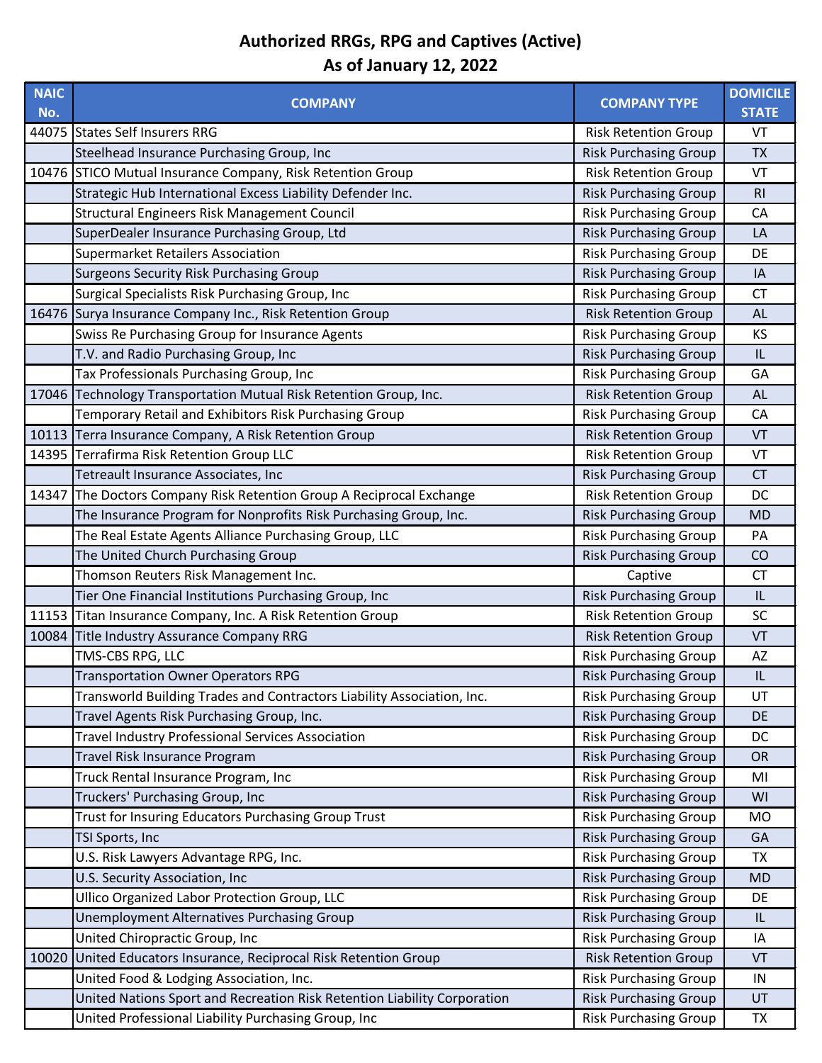# Authorized RRGs, RPG and Captives (Active)
## As of January 12, 2022

| NAIC No. | COMPANY | COMPANY TYPE | DOMICILE STATE |
|---|---|---|---|
| 44075 | States Self Insurers RRG | Risk Retention Group | VT |
| | Steelhead Insurance Purchasing Group, Inc | Risk Purchasing Group | TX |
| 10476 | STICO Mutual Insurance Company, Risk Retention Group | Risk Retention Group | VT |
| | Strategic Hub International Excess Liability Defender Inc. | Risk Purchasing Group | RI |
| | Structural Engineers Risk Management Council | Risk Purchasing Group | CA |
| | SuperDealer Insurance Purchasing Group, Ltd | Risk Purchasing Group | LA |
| | Supermarket Retailers Association | Risk Purchasing Group | DE |
| | Surgeons Security Risk Purchasing Group | Risk Purchasing Group | IA |
| | Surgical Specialists Risk Purchasing Group, Inc | Risk Purchasing Group | CT |
| 16476 | Surya Insurance Company Inc., Risk Retention Group | Risk Retention Group | AL |
| | Swiss Re Purchasing Group for Insurance Agents | Risk Purchasing Group | KS |
| | T.V. and Radio Purchasing Group, Inc | Risk Purchasing Group | IL |
| | Tax Professionals Purchasing Group, Inc | Risk Purchasing Group | GA |
| 17046 | Technology Transportation Mutual Risk Retention Group, Inc. | Risk Retention Group | AL |
| | Temporary Retail and Exhibitors Risk Purchasing Group | Risk Purchasing Group | CA |
| 10113 | Terra Insurance Company, A Risk Retention Group | Risk Retention Group | VT |
| 14395 | Terrafirma Risk Retention Group LLC | Risk Retention Group | VT |
| | Tetreault Insurance Associates, Inc | Risk Purchasing Group | CT |
| 14347 | The Doctors Company Risk Retention Group A Reciprocal Exchange | Risk Retention Group | DC |
| | The Insurance Program for Nonprofits Risk Purchasing Group, Inc. | Risk Purchasing Group | MD |
| | The Real Estate Agents Alliance Purchasing Group, LLC | Risk Purchasing Group | PA |
| | The United Church Purchasing Group | Risk Purchasing Group | CO |
| | Thomson Reuters Risk Management Inc. | Captive | CT |
| | Tier One Financial Institutions Purchasing Group, Inc | Risk Purchasing Group | IL |
| 11153 | Titan Insurance Company, Inc. A Risk Retention Group | Risk Retention Group | SC |
| 10084 | Title Industry Assurance Company RRG | Risk Retention Group | VT |
| | TMS-CBS RPG, LLC | Risk Purchasing Group | AZ |
| | Transportation Owner Operators RPG | Risk Purchasing Group | IL |
| | Transworld Building Trades and Contractors Liability Association, Inc. | Risk Purchasing Group | UT |
| | Travel Agents Risk Purchasing Group, Inc. | Risk Purchasing Group | DE |
| | Travel Industry Professional Services Association | Risk Purchasing Group | DC |
| | Travel Risk Insurance Program | Risk Purchasing Group | OR |
| | Truck Rental Insurance Program, Inc | Risk Purchasing Group | MI |
| | Truckers' Purchasing Group, Inc | Risk Purchasing Group | WI |
| | Trust for Insuring Educators Purchasing Group Trust | Risk Purchasing Group | MO |
| | TSI Sports, Inc | Risk Purchasing Group | GA |
| | U.S. Risk Lawyers Advantage RPG, Inc. | Risk Purchasing Group | TX |
| | U.S. Security Association, Inc | Risk Purchasing Group | MD |
| | Ullico Organized Labor Protection Group, LLC | Risk Purchasing Group | DE |
| | Unemployment Alternatives Purchasing Group | Risk Purchasing Group | IL |
| | United Chiropractic Group, Inc | Risk Purchasing Group | IA |
| 10020 | United Educators Insurance, Reciprocal Risk Retention Group | Risk Retention Group | VT |
| | United Food & Lodging Association, Inc. | Risk Purchasing Group | IN |
| | United Nations Sport and Recreation Risk Retention Liability Corporation | Risk Purchasing Group | UT |
| | United Professional Liability Purchasing Group, Inc | Risk Purchasing Group | TX |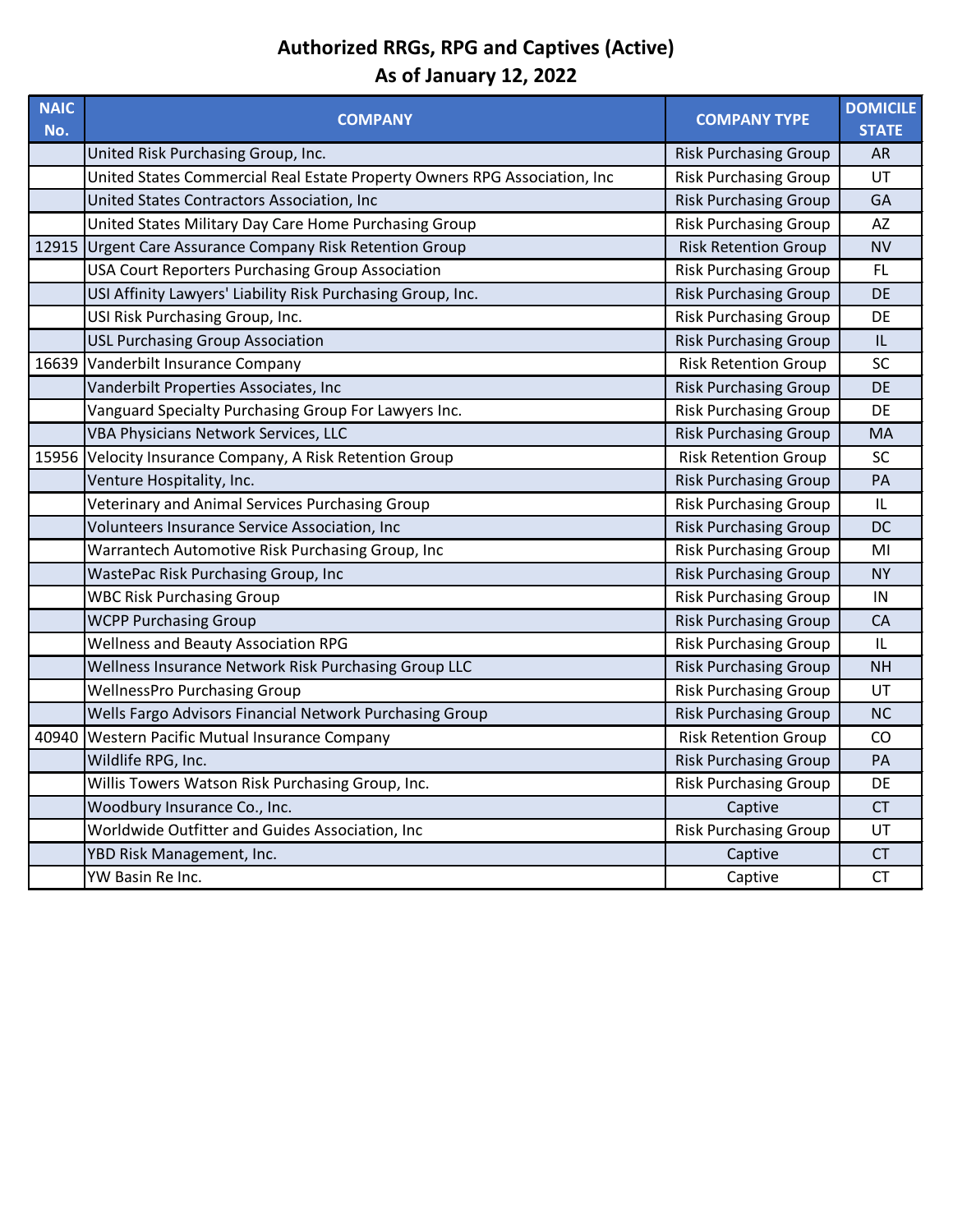# Authorized RRGs, RPG and Captives (Active)
## As of January 12, 2022

| NAIC No. | COMPANY | COMPANY TYPE | DOMICILE STATE |
|---|---|---|---|
| | United Risk Purchasing Group, Inc. | Risk Purchasing Group | AR |
| | United States Commercial Real Estate Property Owners RPG Association, Inc | Risk Purchasing Group | UT |
| | United States Contractors Association, Inc | Risk Purchasing Group | GA |
| | United States Military Day Care Home Purchasing Group | Risk Purchasing Group | AZ |
| 12915 | Urgent Care Assurance Company Risk Retention Group | Risk Retention Group | NV |
| | USA Court Reporters Purchasing Group Association | Risk Purchasing Group | FL |
| | USI Affinity Lawyers' Liability Risk Purchasing Group, Inc. | Risk Purchasing Group | DE |
| | USI Risk Purchasing Group, Inc. | Risk Purchasing Group | DE |
| | USL Purchasing Group Association | Risk Purchasing Group | IL |
| 16639 | Vanderbilt Insurance Company | Risk Retention Group | SC |
| | Vanderbilt Properties Associates, Inc | Risk Purchasing Group | DE |
| | Vanguard Specialty Purchasing Group For Lawyers Inc. | Risk Purchasing Group | DE |
| | VBA Physicians Network Services, LLC | Risk Purchasing Group | MA |
| 15956 | Velocity Insurance Company, A Risk Retention Group | Risk Retention Group | SC |
| | Venture Hospitality, Inc. | Risk Purchasing Group | PA |
| | Veterinary and Animal Services Purchasing Group | Risk Purchasing Group | IL |
| | Volunteers Insurance Service Association, Inc | Risk Purchasing Group | DC |
| | Warrantech Automotive Risk Purchasing Group, Inc | Risk Purchasing Group | MI |
| | WastePac Risk Purchasing Group, Inc | Risk Purchasing Group | NY |
| | WBC Risk Purchasing Group | Risk Purchasing Group | IN |
| | WCPP Purchasing Group | Risk Purchasing Group | CA |
| | Wellness and Beauty Association RPG | Risk Purchasing Group | IL |
| | Wellness Insurance Network Risk Purchasing Group LLC | Risk Purchasing Group | NH |
| | WellnessPro Purchasing Group | Risk Purchasing Group | UT |
| | Wells Fargo Advisors Financial Network Purchasing Group | Risk Purchasing Group | NC |
| 40940 | Western Pacific Mutual Insurance Company | Risk Retention Group | CO |
| | Wildlife RPG, Inc. | Risk Purchasing Group | PA |
| | Willis Towers Watson Risk Purchasing Group, Inc. | Risk Purchasing Group | DE |
| | Woodbury Insurance Co., Inc. | Captive | CT |
| | Worldwide Outfitter and Guides Association, Inc | Risk Purchasing Group | UT |
| | YBD Risk Management, Inc. | Captive | CT |
| | YW Basin Re Inc. | Captive | CT |